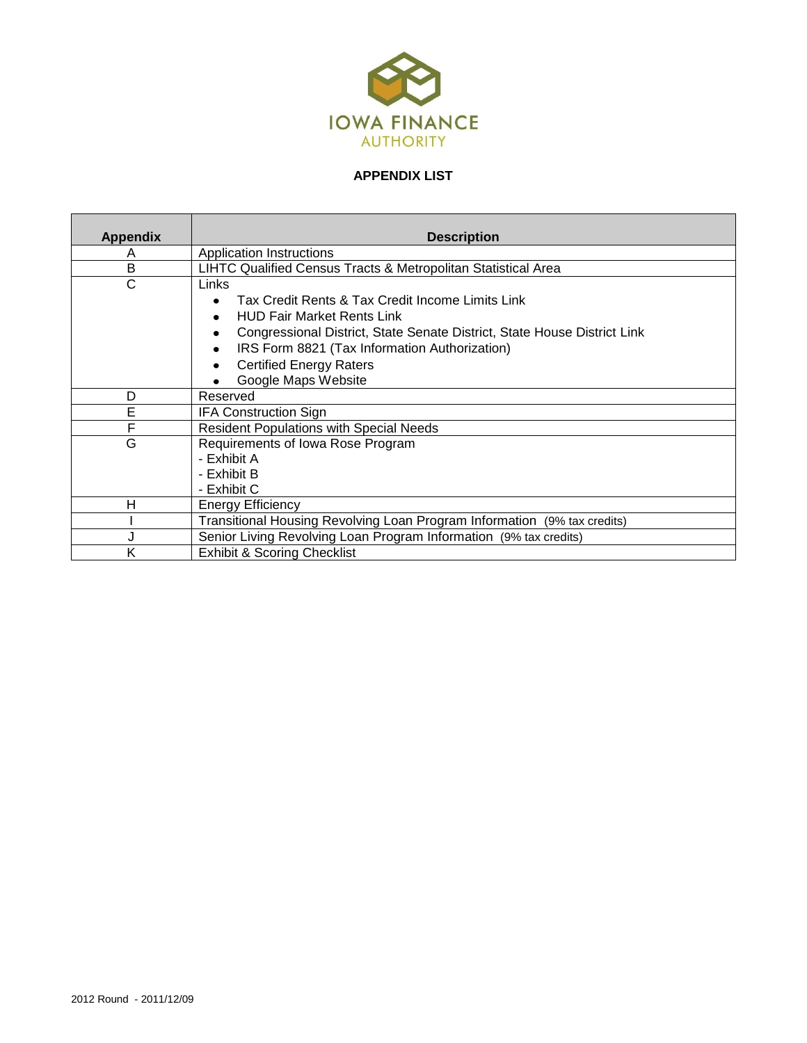IOWA FINANCE AUTHORITY

## APPENDIX LIST

| Appendix | Description |
|---|---|
| A | Application Instructions |
| B | LIHTC Qualified Census Tracts & Metropolitan Statistical Area |
| C | Links<br>• Tax Credit Rents & Tax Credit Income Limits Link<br>• HUD Fair Market Rents Link<br>• Congressional District, State Senate District, State House District Link<br>• IRS Form 8821 (Tax Information Authorization)<br>• Certified Energy Raters<br>• Google Maps Website |
| D | Reserved |
| E | IFA Construction Sign |
| F | Resident Populations with Special Needs |
| G | Requirements of Iowa Rose Program<br>- Exhibit A<br>- Exhibit B<br>- Exhibit C |
| H | Energy Efficiency |
| I | Transitional Housing Revolving Loan Program Information (9% tax credits) |
| J | Senior Living Revolving Loan Program Information (9% tax credits) |
| K | Exhibit & Scoring Checklist |

2012 Round - 2011/12/09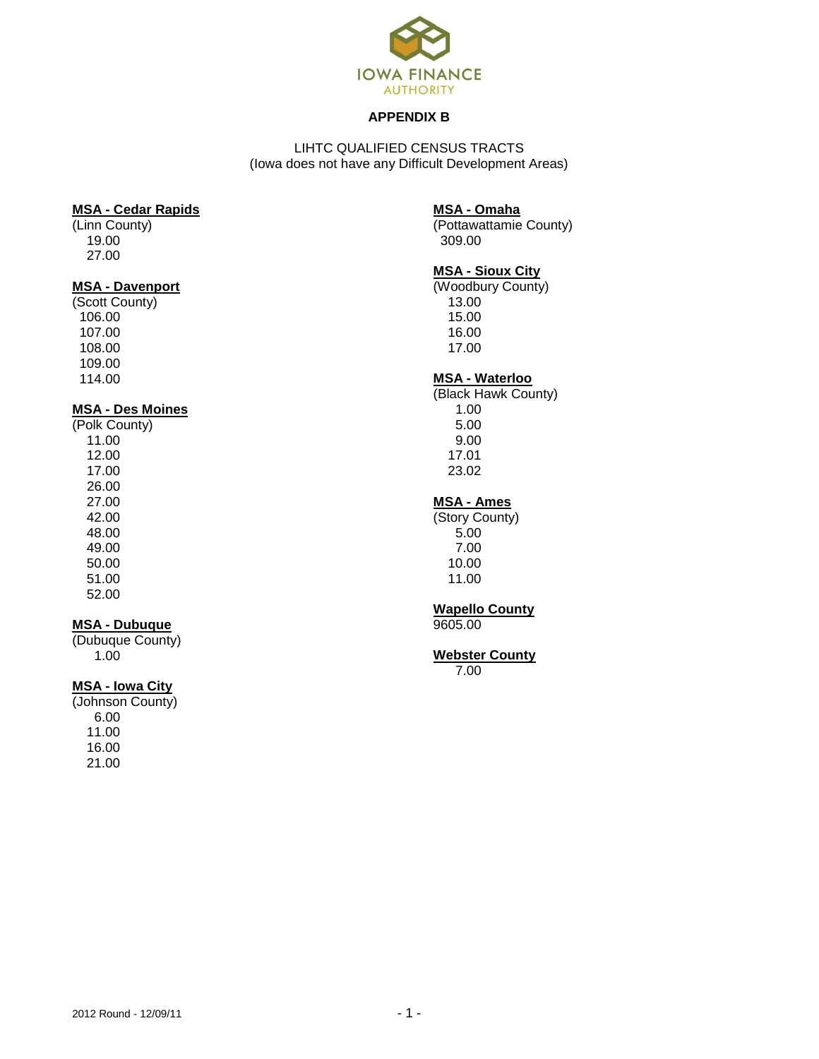IOWA FINANCE AUTHORITY

# APPENDIX B

LIHTC QUALIFIED CENSUS TRACTS
(Iowa does not have any Difficult Development Areas)

**MSA - Cedar Rapids**
(Linn County)
19.00
27.00

**MSA - Davenport**
(Scott County)
106.00
107.00
108.00
109.00
114.00

**MSA - Des Moines**
(Polk County)
11.00
12.00
17.00
26.00
27.00
42.00
48.00
49.00
50.00
51.00
52.00

**MSA - Dubuque**
(Dubuque County)
1.00

**MSA - Iowa City**
(Johnson County)
6.00
11.00
16.00
21.00

**MSA - Omaha**
(Pottawattamie County)
309.00

**MSA - Sioux City**
(Woodbury County)
13.00
15.00
16.00
17.00

**MSA - Waterloo**
(Black Hawk County)
1.00
5.00
9.00
17.01
23.02

**MSA - Ames**
(Story County)
5.00
7.00
10.00
11.00

**Wapello County**
9605.00

**Webster County**
7.00

2012 Round - 12/09/11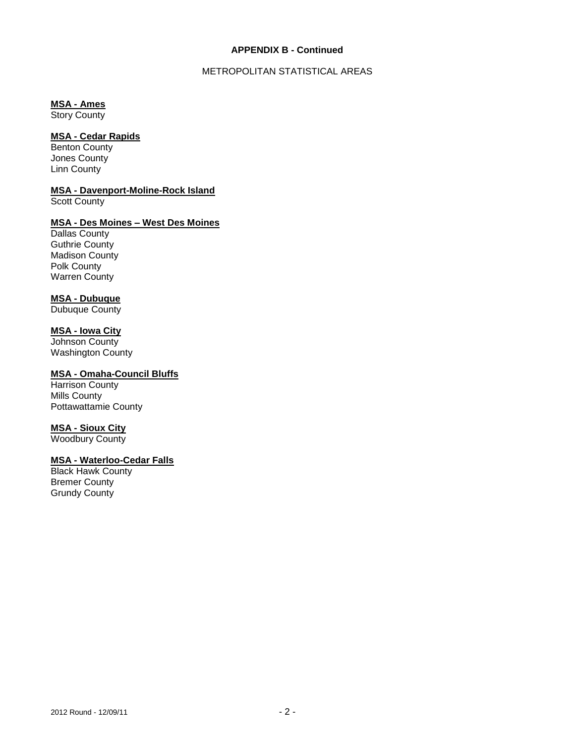**APPENDIX B - Continued**

METROPOLITAN STATISTICAL AREAS

**MSA - Ames**
Story County

**MSA - Cedar Rapids**
Benton County
Jones County
Linn County

**MSA - Davenport-Moline-Rock Island**
Scott County

**MSA - Des Moines – West Des Moines**
Dallas County
Guthrie County
Madison County
Polk County
Warren County

**MSA - Dubuque**
Dubuque County

**MSA - Iowa City**
Johnson County
Washington County

**MSA - Omaha-Council Bluffs**
Harrison County
Mills County
Pottawattamie County

**MSA - Sioux City**
Woodbury County

**MSA - Waterloo-Cedar Falls**
Black Hawk County
Bremer County
Grundy County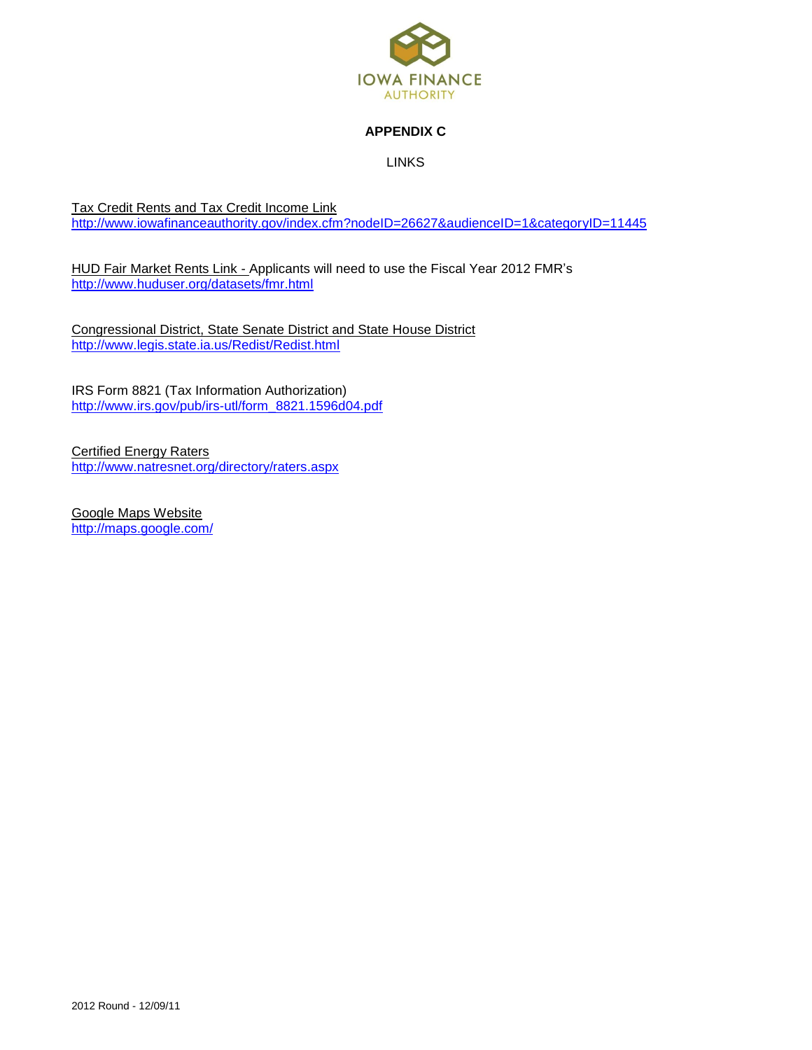IOWA FINANCE AUTHORITY

## APPENDIX C

LINKS

Tax Credit Rents and Tax Credit Income Link
http://www.iowafinanceauthority.gov/index.cfm?nodeID=26627&audienceID=1&categoryID=11445

HUD Fair Market Rents Link - Applicants will need to use the Fiscal Year 2012 FMR's
http://www.huduser.org/datasets/fmr.html

Congressional District, State Senate District and State House District
http://www.legis.state.ia.us/Redist/Redist.html

IRS Form 8821 (Tax Information Authorization)
http://www.irs.gov/pub/irs-utl/form_8821.1596d04.pdf

Certified Energy Raters
http://www.natresnet.org/directory/raters.aspx

Google Maps Website
http://maps.google.com/

2012 Round - 12/09/11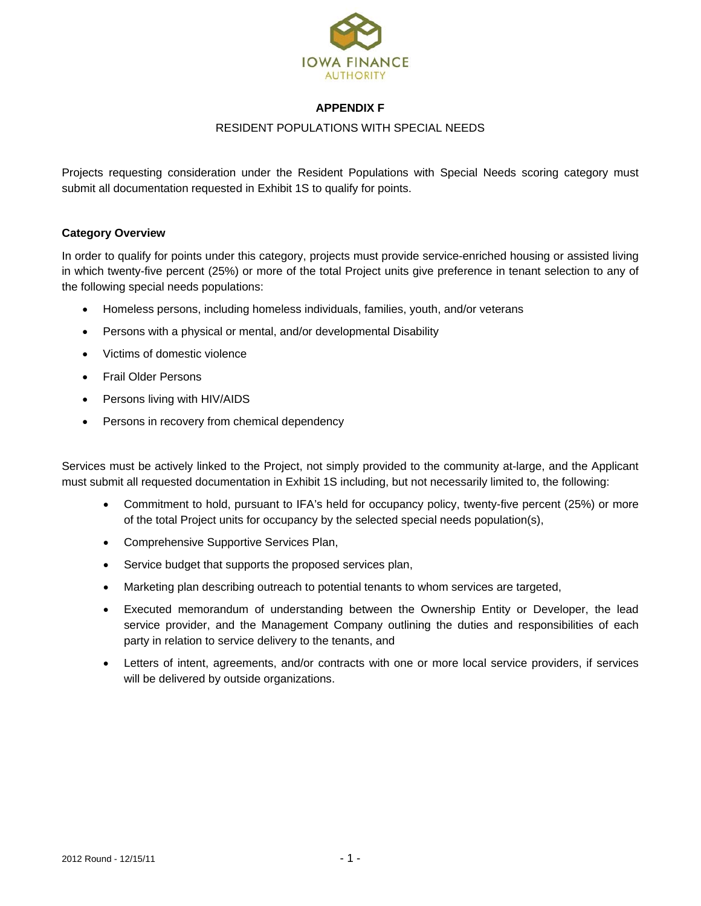IOWA FINANCE AUTHORITY

# APPENDIX F

## RESIDENT POPULATIONS WITH SPECIAL NEEDS

Projects requesting consideration under the Resident Populations with Special Needs scoring category must submit all documentation requested in Exhibit 1S to qualify for points.

**Category Overview**

In order to qualify for points under this category, projects must provide service-enriched housing or assisted living in which twenty-five percent (25%) or more of the total Project units give preference in tenant selection to any of the following special needs populations:

- Homeless persons, including homeless individuals, families, youth, and/or veterans
- Persons with a physical or mental, and/or developmental Disability
- Victims of domestic violence
- Frail Older Persons
- Persons living with HIV/AIDS
- Persons in recovery from chemical dependency

Services must be actively linked to the Project, not simply provided to the community at-large, and the Applicant must submit all requested documentation in Exhibit 1S including, but not necessarily limited to, the following:

- Commitment to hold, pursuant to IFA's held for occupancy policy, twenty-five percent (25%) or more of the total Project units for occupancy by the selected special needs population(s),
- Comprehensive Supportive Services Plan,
- Service budget that supports the proposed services plan,
- Marketing plan describing outreach to potential tenants to whom services are targeted,
- Executed memorandum of understanding between the Ownership Entity or Developer, the lead service provider, and the Management Company outlining the duties and responsibilities of each party in relation to service delivery to the tenants, and
- Letters of intent, agreements, and/or contracts with one or more local service providers, if services will be delivered by outside organizations.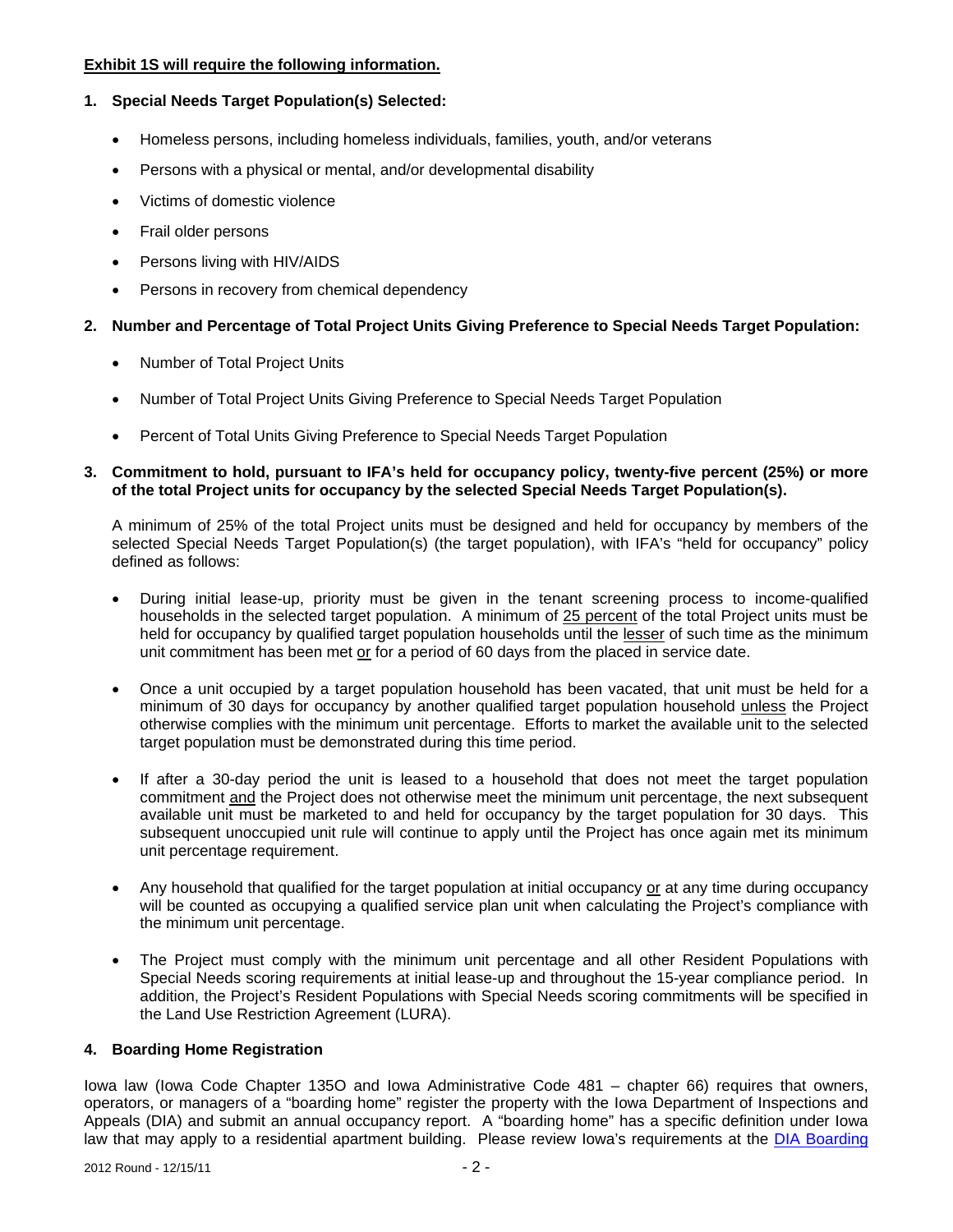**Exhibit 1S will require the following information.**

**1. Special Needs Target Population(s) Selected:**

- Homeless persons, including homeless individuals, families, youth, and/or veterans
- Persons with a physical or mental, and/or developmental disability
- Victims of domestic violence
- Frail older persons
- Persons living with HIV/AIDS
- Persons in recovery from chemical dependency

**2. Number and Percentage of Total Project Units Giving Preference to Special Needs Target Population:**

- Number of Total Project Units
- Number of Total Project Units Giving Preference to Special Needs Target Population
- Percent of Total Units Giving Preference to Special Needs Target Population

**3. Commitment to hold, pursuant to IFA's held for occupancy policy, twenty-five percent (25%) or more of the total Project units for occupancy by the selected Special Needs Target Population(s).**

A minimum of 25% of the total Project units must be designed and held for occupancy by members of the selected Special Needs Target Population(s) (the target population), with IFA's "held for occupancy" policy defined as follows:

- During initial lease-up, priority must be given in the tenant screening process to income-qualified households in the selected target population. A minimum of 25 percent of the total Project units must be held for occupancy by qualified target population households until the lesser of such time as the minimum unit commitment has been met or for a period of 60 days from the placed in service date.
- Once a unit occupied by a target population household has been vacated, that unit must be held for a minimum of 30 days for occupancy by another qualified target population household unless the Project otherwise complies with the minimum unit percentage. Efforts to market the available unit to the selected target population must be demonstrated during this time period.
- If after a 30-day period the unit is leased to a household that does not meet the target population commitment and the Project does not otherwise meet the minimum unit percentage, the next subsequent available unit must be marketed to and held for occupancy by the target population for 30 days. This subsequent unoccupied unit rule will continue to apply until the Project has once again met its minimum unit percentage requirement.
- Any household that qualified for the target population at initial occupancy or at any time during occupancy will be counted as occupying a qualified service plan unit when calculating the Project's compliance with the minimum unit percentage.
- The Project must comply with the minimum unit percentage and all other Resident Populations with Special Needs scoring requirements at initial lease-up and throughout the 15-year compliance period. In addition, the Project's Resident Populations with Special Needs scoring commitments will be specified in the Land Use Restriction Agreement (LURA).

**4. Boarding Home Registration**

Iowa law (Iowa Code Chapter 135O and Iowa Administrative Code 481 – chapter 66) requires that owners, operators, or managers of a "boarding home" register the property with the Iowa Department of Inspections and Appeals (DIA) and submit an annual occupancy report. A "boarding home" has a specific definition under Iowa law that may apply to a residential apartment building. Please review Iowa's requirements at the DIA Boarding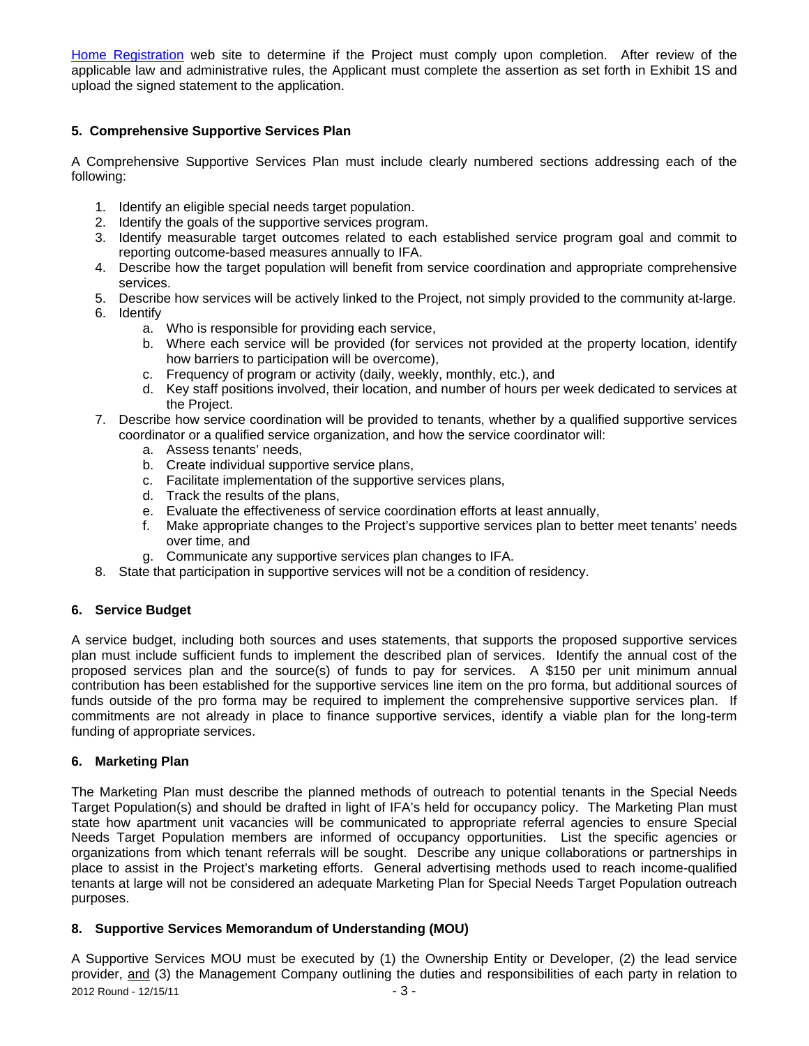[Home Registration](#) web site to determine if the Project must comply upon completion. After review of the applicable law and administrative rules, the Applicant must complete the assertion as set forth in Exhibit 1S and upload the signed statement to the application.

### 5. Comprehensive Supportive Services Plan

A Comprehensive Supportive Services Plan must include clearly numbered sections addressing each of the following:

1. Identify an eligible special needs target population.
2. Identify the goals of the supportive services program.
3. Identify measurable target outcomes related to each established service program goal and commit to reporting outcome-based measures annually to IFA.
4. Describe how the target population will benefit from service coordination and appropriate comprehensive services.
5. Describe how services will be actively linked to the Project, not simply provided to the community at-large.
6. Identify
   a. Who is responsible for providing each service,
   b. Where each service will be provided (for services not provided at the property location, identify how barriers to participation will be overcome),
   c. Frequency of program or activity (daily, weekly, monthly, etc.), and
   d. Key staff positions involved, their location, and number of hours per week dedicated to services at the Project.
7. Describe how service coordination will be provided to tenants, whether by a qualified supportive services coordinator or a qualified service organization, and how the service coordinator will:
   a. Assess tenants' needs,
   b. Create individual supportive service plans,
   c. Facilitate implementation of the supportive services plans,
   d. Track the results of the plans,
   e. Evaluate the effectiveness of service coordination efforts at least annually,
   f. Make appropriate changes to the Project's supportive services plan to better meet tenants' needs over time, and
   g. Communicate any supportive services plan changes to IFA.
8. State that participation in supportive services will not be a condition of residency.

### 6. Service Budget

A service budget, including both sources and uses statements, that supports the proposed supportive services plan must include sufficient funds to implement the described plan of services. Identify the annual cost of the proposed services plan and the source(s) of funds to pay for services. A $150 per unit minimum annual contribution has been established for the supportive services line item on the pro forma, but additional sources of funds outside of the pro forma may be required to implement the comprehensive supportive services plan. If commitments are not already in place to finance supportive services, identify a viable plan for the long-term funding of appropriate services.

### 6. Marketing Plan

The Marketing Plan must describe the planned methods of outreach to potential tenants in the Special Needs Target Population(s) and should be drafted in light of IFA's held for occupancy policy. The Marketing Plan must state how apartment unit vacancies will be communicated to appropriate referral agencies to ensure Special Needs Target Population members are informed of occupancy opportunities. List the specific agencies or organizations from which tenant referrals will be sought. Describe any unique collaborations or partnerships in place to assist in the Project's marketing efforts. General advertising methods used to reach income-qualified tenants at large will not be considered an adequate Marketing Plan for Special Needs Target Population outreach purposes.

### 8. Supportive Services Memorandum of Understanding (MOU)

A Supportive Services MOU must be executed by (1) the Ownership Entity or Developer, (2) the lead service provider, and (3) the Management Company outlining the duties and responsibilities of each party in relation to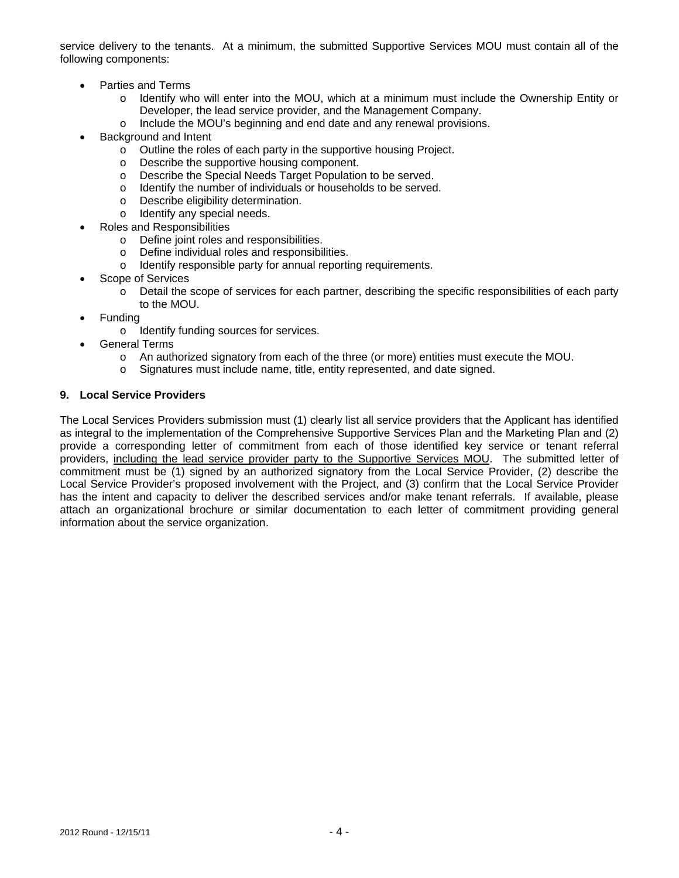service delivery to the tenants. At a minimum, the submitted Supportive Services MOU must contain all of the following components:

- Parties and Terms
  - Identify who will enter into the MOU, which at a minimum must include the Ownership Entity or Developer, the lead service provider, and the Management Company.
  - Include the MOU's beginning and end date and any renewal provisions.
- Background and Intent
  - Outline the roles of each party in the supportive housing Project.
  - Describe the supportive housing component.
  - Describe the Special Needs Target Population to be served.
  - Identify the number of individuals or households to be served.
  - Describe eligibility determination.
  - Identify any special needs.
- Roles and Responsibilities
  - Define joint roles and responsibilities.
  - Define individual roles and responsibilities.
  - Identify responsible party for annual reporting requirements.
- Scope of Services
  - Detail the scope of services for each partner, describing the specific responsibilities of each party to the MOU.
- Funding
  - Identify funding sources for services.
- General Terms
  - An authorized signatory from each of the three (or more) entities must execute the MOU.
  - Signatures must include name, title, entity represented, and date signed.

### 9. Local Service Providers

The Local Services Providers submission must (1) clearly list all service providers that the Applicant has identified as integral to the implementation of the Comprehensive Supportive Services Plan and the Marketing Plan and (2) provide a corresponding letter of commitment from each of those identified key service or tenant referral providers, <u>including the lead service provider party to the Supportive Services MOU</u>. The submitted letter of commitment must be (1) signed by an authorized signatory from the Local Service Provider, (2) describe the Local Service Provider's proposed involvement with the Project, and (3) confirm that the Local Service Provider has the intent and capacity to deliver the described services and/or make tenant referrals. If available, please attach an organizational brochure or similar documentation to each letter of commitment providing general information about the service organization.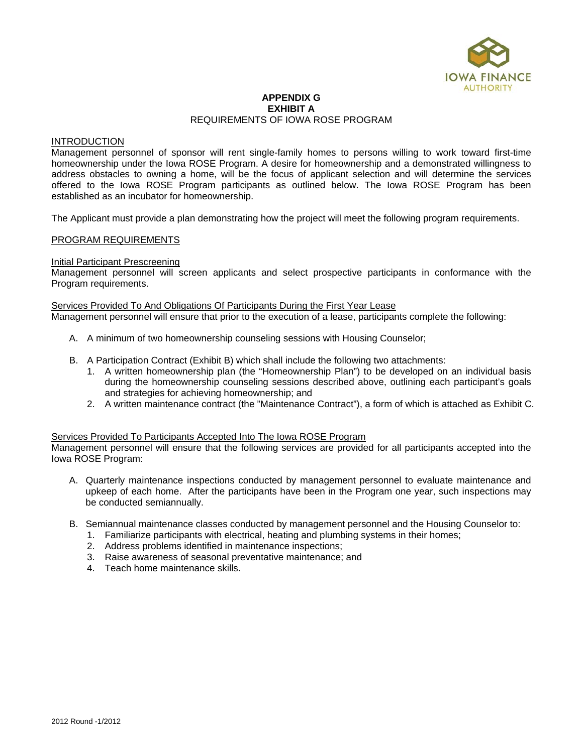**APPENDIX G**
**EXHIBIT A**
REQUIREMENTS OF IOWA ROSE PROGRAM

INTRODUCTION

Management personnel of sponsor will rent single-family homes to persons willing to work toward first-time homeownership under the Iowa ROSE Program. A desire for homeownership and a demonstrated willingness to address obstacles to owning a home, will be the focus of applicant selection and will determine the services offered to the Iowa ROSE Program participants as outlined below. The Iowa ROSE Program has been established as an incubator for homeownership.

The Applicant must provide a plan demonstrating how the project will meet the following program requirements.

PROGRAM REQUIREMENTS

Initial Participant Prescreening

Management personnel will screen applicants and select prospective participants in conformance with the Program requirements.

Services Provided To And Obligations Of Participants During the First Year Lease

Management personnel will ensure that prior to the execution of a lease, participants complete the following:

A. A minimum of two homeownership counseling sessions with Housing Counselor;

B. A Participation Contract (Exhibit B) which shall include the following two attachments:
   1. A written homeownership plan (the "Homeownership Plan") to be developed on an individual basis during the homeownership counseling sessions described above, outlining each participant's goals and strategies for achieving homeownership; and
   2. A written maintenance contract (the "Maintenance Contract"), a form of which is attached as Exhibit C.

Services Provided To Participants Accepted Into The Iowa ROSE Program

Management personnel will ensure that the following services are provided for all participants accepted into the Iowa ROSE Program:

A. Quarterly maintenance inspections conducted by management personnel to evaluate maintenance and upkeep of each home. After the participants have been in the Program one year, such inspections may be conducted semiannually.

B. Semiannual maintenance classes conducted by management personnel and the Housing Counselor to:
   1. Familiarize participants with electrical, heating and plumbing systems in their homes;
   2. Address problems identified in maintenance inspections;
   3. Raise awareness of seasonal preventative maintenance; and
   4. Teach home maintenance skills.

2012 Round -1/2012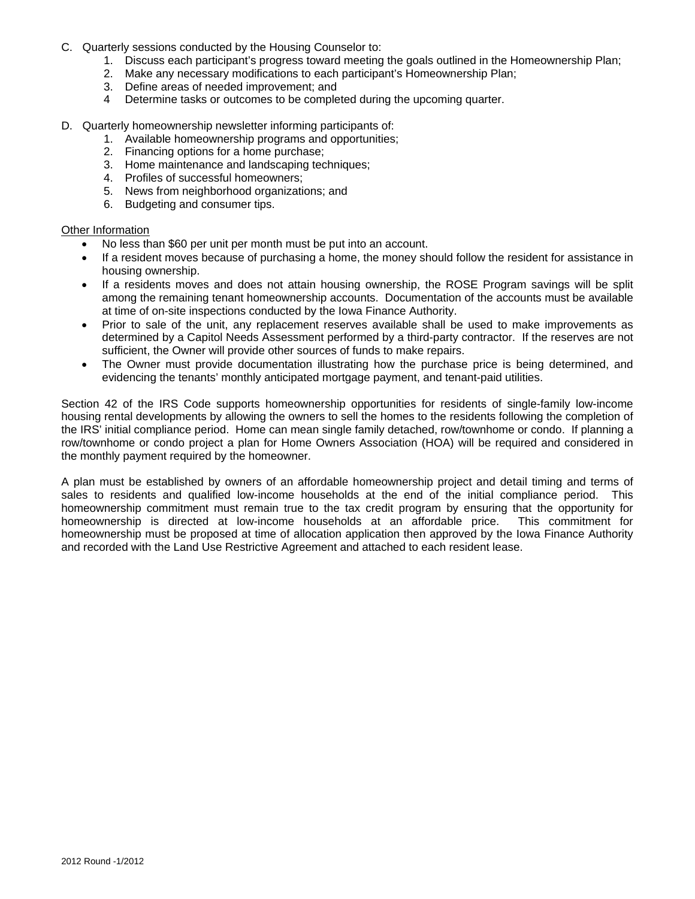C. Quarterly sessions conducted by the Housing Counselor to:
   1. Discuss each participant's progress toward meeting the goals outlined in the Homeownership Plan;
   2. Make any necessary modifications to each participant's Homeownership Plan;
   3. Define areas of needed improvement; and
   4 Determine tasks or outcomes to be completed during the upcoming quarter.

D. Quarterly homeownership newsletter informing participants of:
   1. Available homeownership programs and opportunities;
   2. Financing options for a home purchase;
   3. Home maintenance and landscaping techniques;
   4. Profiles of successful homeowners;
   5. News from neighborhood organizations; and
   6. Budgeting and consumer tips.

<u>Other Information</u>

- No less than $60 per unit per month must be put into an account.
- If a resident moves because of purchasing a home, the money should follow the resident for assistance in housing ownership.
- If a residents moves and does not attain housing ownership, the ROSE Program savings will be split among the remaining tenant homeownership accounts. Documentation of the accounts must be available at time of on-site inspections conducted by the Iowa Finance Authority.
- Prior to sale of the unit, any replacement reserves available shall be used to make improvements as determined by a Capitol Needs Assessment performed by a third-party contractor. If the reserves are not sufficient, the Owner will provide other sources of funds to make repairs.
- The Owner must provide documentation illustrating how the purchase price is being determined, and evidencing the tenants' monthly anticipated mortgage payment, and tenant-paid utilities.

Section 42 of the IRS Code supports homeownership opportunities for residents of single-family low-income housing rental developments by allowing the owners to sell the homes to the residents following the completion of the IRS' initial compliance period. Home can mean single family detached, row/townhome or condo. If planning a row/townhome or condo project a plan for Home Owners Association (HOA) will be required and considered in the monthly payment required by the homeowner.

A plan must be established by owners of an affordable homeownership project and detail timing and terms of sales to residents and qualified low-income households at the end of the initial compliance period. This homeownership commitment must remain true to the tax credit program by ensuring that the opportunity for homeownership is directed at low-income households at an affordable price. This commitment for homeownership must be proposed at time of allocation application then approved by the Iowa Finance Authority and recorded with the Land Use Restrictive Agreement and attached to each resident lease.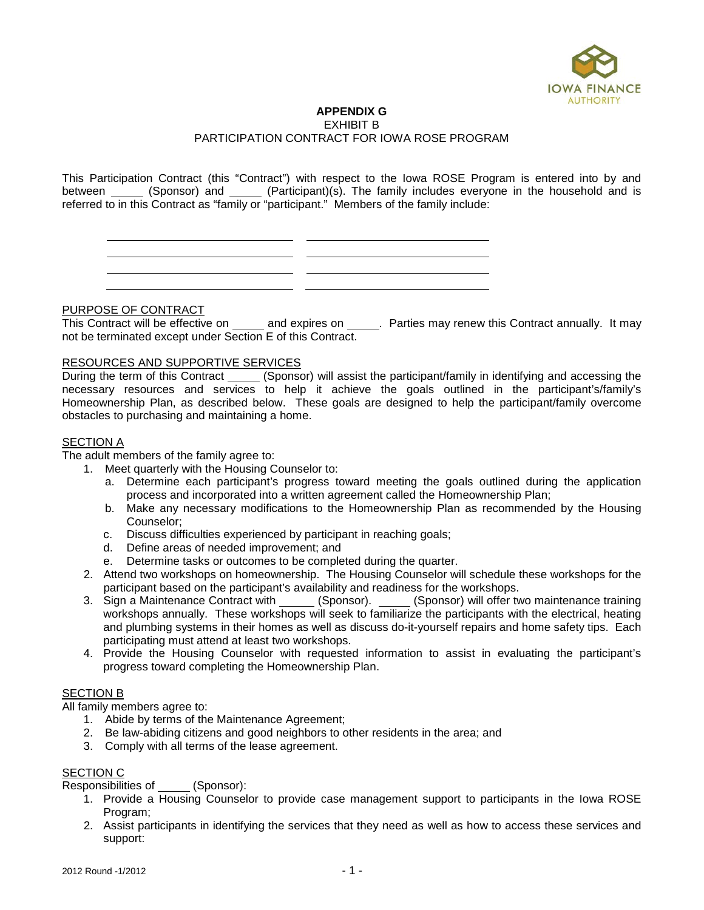**APPENDIX G**
EXHIBIT B
PARTICIPATION CONTRACT FOR IOWA ROSE PROGRAM

This Participation Contract (this "Contract") with respect to the Iowa ROSE Program is entered into by and between _____ (Sponsor) and _____ (Participant)(s). The family includes everyone in the household and is referred to in this Contract as "family or "participant." Members of the family include:

| | |
|---|---|
| ______________________________ | ______________________________ |
| ______________________________ | ______________________________ |
| ______________________________ | ______________________________ |
| ______________________________ | ______________________________ |

PURPOSE OF CONTRACT

This Contract will be effective on _____ and expires on _____. Parties may renew this Contract annually. It may not be terminated except under Section E of this Contract.

RESOURCES AND SUPPORTIVE SERVICES

During the term of this Contract _____ (Sponsor) will assist the participant/family in identifying and accessing the necessary resources and services to help it achieve the goals outlined in the participant's/family's Homeownership Plan, as described below. These goals are designed to help the participant/family overcome obstacles to purchasing and maintaining a home.

SECTION A

The adult members of the family agree to:

1. Meet quarterly with the Housing Counselor to:
   a. Determine each participant's progress toward meeting the goals outlined during the application process and incorporated into a written agreement called the Homeownership Plan;
   b. Make any necessary modifications to the Homeownership Plan as recommended by the Housing Counselor;
   c. Discuss difficulties experienced by participant in reaching goals;
   d. Define areas of needed improvement; and
   e. Determine tasks or outcomes to be completed during the quarter.
2. Attend two workshops on homeownership. The Housing Counselor will schedule these workshops for the participant based on the participant's availability and readiness for the workshops.
3. Sign a Maintenance Contract with _____ (Sponsor). _____ (Sponsor) will offer two maintenance training workshops annually. These workshops will seek to familiarize the participants with the electrical, heating and plumbing systems in their homes as well as discuss do-it-yourself repairs and home safety tips. Each participating must attend at least two workshops.
4. Provide the Housing Counselor with requested information to assist in evaluating the participant's progress toward completing the Homeownership Plan.

SECTION B

All family members agree to:

1. Abide by terms of the Maintenance Agreement;
2. Be law-abiding citizens and good neighbors to other residents in the area; and
3. Comply with all terms of the lease agreement.

SECTION C

Responsibilities of _____ (Sponsor):

1. Provide a Housing Counselor to provide case management support to participants in the Iowa ROSE Program;
2. Assist participants in identifying the services that they need as well as how to access these services and support: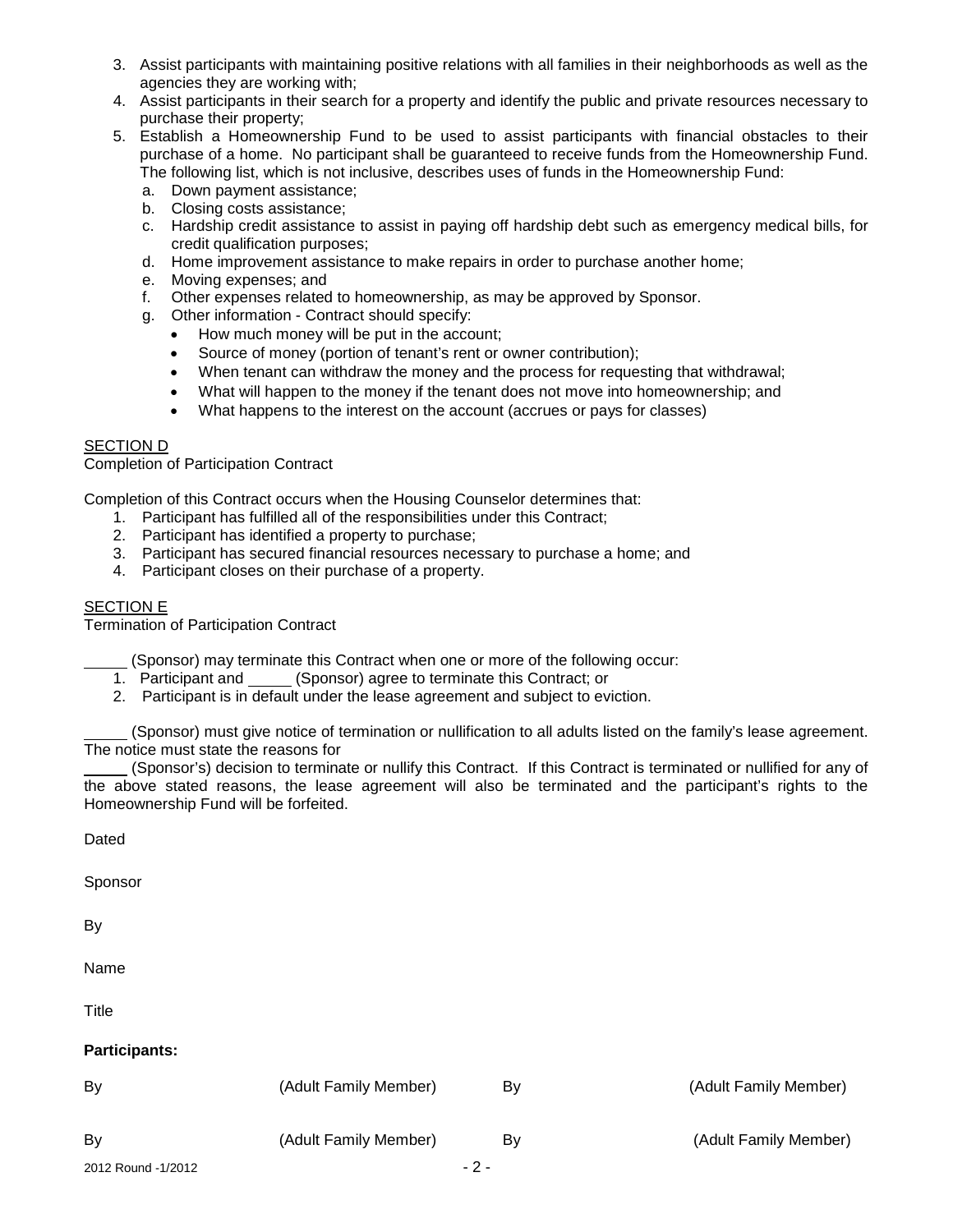3. Assist participants with maintaining positive relations with all families in their neighborhoods as well as the agencies they are working with;
4. Assist participants in their search for a property and identify the public and private resources necessary to purchase their property;
5. Establish a Homeownership Fund to be used to assist participants with financial obstacles to their purchase of a home. No participant shall be guaranteed to receive funds from the Homeownership Fund. The following list, which is not inclusive, describes uses of funds in the Homeownership Fund:
   a. Down payment assistance;
   b. Closing costs assistance;
   c. Hardship credit assistance to assist in paying off hardship debt such as emergency medical bills, for credit qualification purposes;
   d. Home improvement assistance to make repairs in order to purchase another home;
   e. Moving expenses; and
   f. Other expenses related to homeownership, as may be approved by Sponsor.
   g. Other information - Contract should specify:
      - How much money will be put in the account;
      - Source of money (portion of tenant's rent or owner contribution);
      - When tenant can withdraw the money and the process for requesting that withdrawal;
      - What will happen to the money if the tenant does not move into homeownership; and
      - What happens to the interest on the account (accrues or pays for classes)

SECTION D

Completion of Participation Contract

Completion of this Contract occurs when the Housing Counselor determines that:

1. Participant has fulfilled all of the responsibilities under this Contract;
2. Participant has identified a property to purchase;
3. Participant has secured financial resources necessary to purchase a home; and
4. Participant closes on their purchase of a property.

SECTION E

Termination of Participation Contract

_____ (Sponsor) may terminate this Contract when one or more of the following occur:

1. Participant and _____ (Sponsor) agree to terminate this Contract; or
2. Participant is in default under the lease agreement and subject to eviction.

_____ (Sponsor) must give notice of termination or nullification to all adults listed on the family's lease agreement. The notice must state the reasons for _____ (Sponsor's) decision to terminate or nullify this Contract. If this Contract is terminated or nullified for any of the above stated reasons, the lease agreement will also be terminated and the participant's rights to the Homeownership Fund will be forfeited.

Dated

Sponsor

By

Name

Title

**Participants:**

By (Adult Family Member) By (Adult Family Member)

By (Adult Family Member) By (Adult Family Member)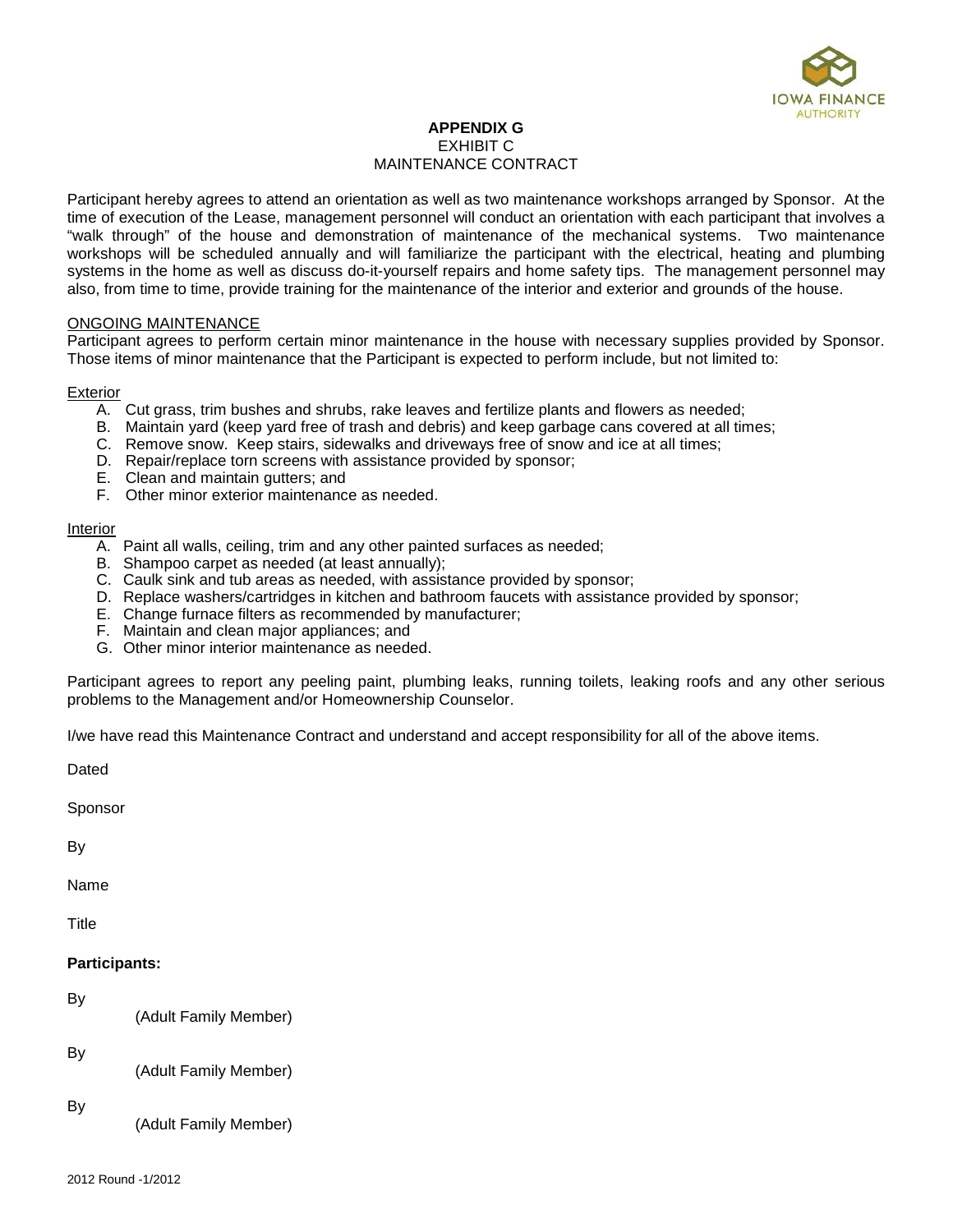**APPENDIX G**
EXHIBIT C
MAINTENANCE CONTRACT

Participant hereby agrees to attend an orientation as well as two maintenance workshops arranged by Sponsor. At the time of execution of the Lease, management personnel will conduct an orientation with each participant that involves a "walk through" of the house and demonstration of maintenance of the mechanical systems. Two maintenance workshops will be scheduled annually and will familiarize the participant with the electrical, heating and plumbing systems in the home as well as discuss do-it-yourself repairs and home safety tips. The management personnel may also, from time to time, provide training for the maintenance of the interior and exterior and grounds of the house.

ONGOING MAINTENANCE

Participant agrees to perform certain minor maintenance in the house with necessary supplies provided by Sponsor. Those items of minor maintenance that the Participant is expected to perform include, but not limited to:

Exterior

A. Cut grass, trim bushes and shrubs, rake leaves and fertilize plants and flowers as needed;
B. Maintain yard (keep yard free of trash and debris) and keep garbage cans covered at all times;
C. Remove snow. Keep stairs, sidewalks and driveways free of snow and ice at all times;
D. Repair/replace torn screens with assistance provided by sponsor;
E. Clean and maintain gutters; and
F. Other minor exterior maintenance as needed.

Interior

A. Paint all walls, ceiling, trim and any other painted surfaces as needed;
B. Shampoo carpet as needed (at least annually);
C. Caulk sink and tub areas as needed, with assistance provided by sponsor;
D. Replace washers/cartridges in kitchen and bathroom faucets with assistance provided by sponsor;
E. Change furnace filters as recommended by manufacturer;
F. Maintain and clean major appliances; and
G. Other minor interior maintenance as needed.

Participant agrees to report any peeling paint, plumbing leaks, running toilets, leaking roofs and any other serious problems to the Management and/or Homeownership Counselor.

I/we have read this Maintenance Contract and understand and accept responsibility for all of the above items.

Dated

Sponsor

By

Name

Title

**Participants:**

By
(Adult Family Member)

By
(Adult Family Member)

By
(Adult Family Member)

2012 Round -1/2012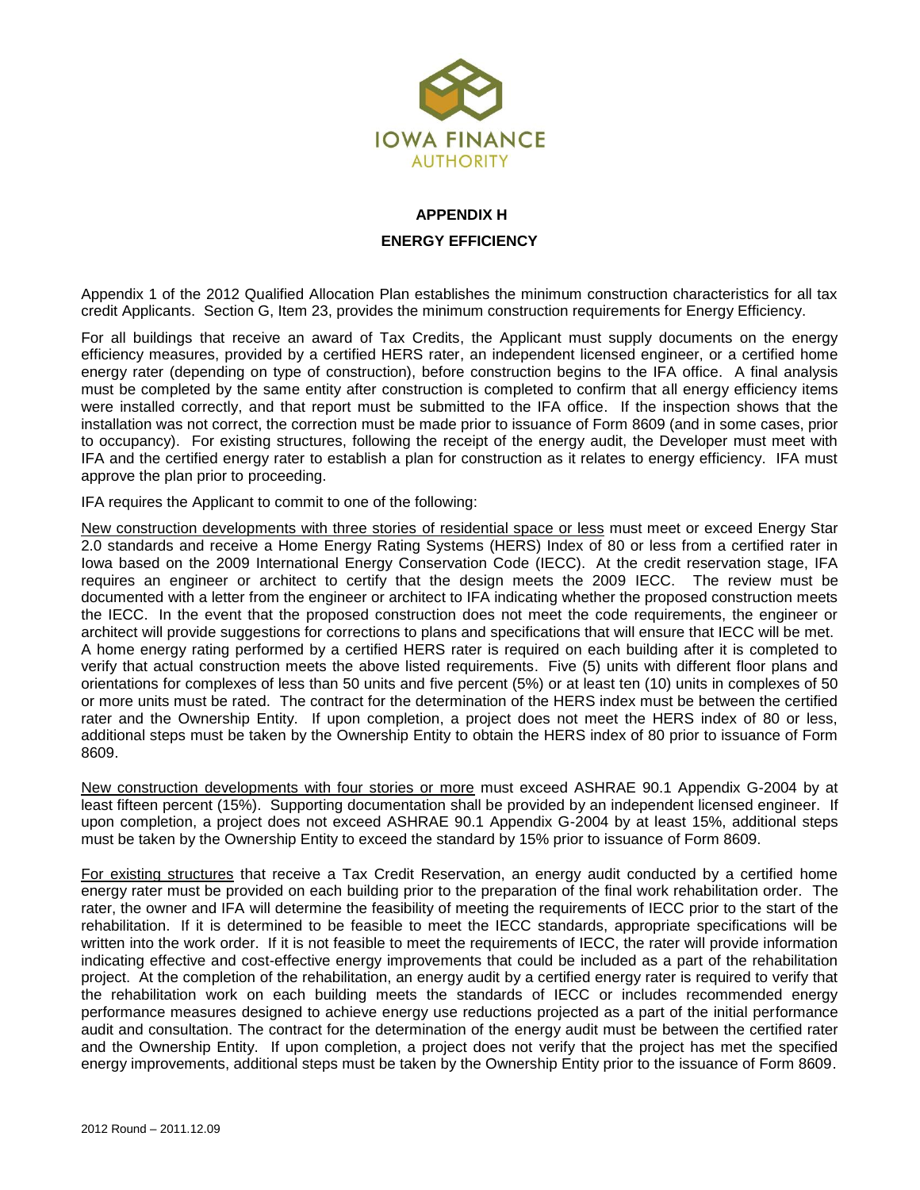# APPENDIX H

## ENERGY EFFICIENCY

Appendix 1 of the 2012 Qualified Allocation Plan establishes the minimum construction characteristics for all tax credit Applicants. Section G, Item 23, provides the minimum construction requirements for Energy Efficiency.

For all buildings that receive an award of Tax Credits, the Applicant must supply documents on the energy efficiency measures, provided by a certified HERS rater, an independent licensed engineer, or a certified home energy rater (depending on type of construction), before construction begins to the IFA office. A final analysis must be completed by the same entity after construction is completed to confirm that all energy efficiency items were installed correctly, and that report must be submitted to the IFA office. If the inspection shows that the installation was not correct, the correction must be made prior to issuance of Form 8609 (and in some cases, prior to occupancy). For existing structures, following the receipt of the energy audit, the Developer must meet with IFA and the certified energy rater to establish a plan for construction as it relates to energy efficiency. IFA must approve the plan prior to proceeding.

IFA requires the Applicant to commit to one of the following:

<u>New construction developments with three stories of residential space or less</u> must meet or exceed Energy Star 2.0 standards and receive a Home Energy Rating Systems (HERS) Index of 80 or less from a certified rater in Iowa based on the 2009 International Energy Conservation Code (IECC). At the credit reservation stage, IFA requires an engineer or architect to certify that the design meets the 2009 IECC. The review must be documented with a letter from the engineer or architect to IFA indicating whether the proposed construction meets the IECC. In the event that the proposed construction does not meet the code requirements, the engineer or architect will provide suggestions for corrections to plans and specifications that will ensure that IECC will be met. A home energy rating performed by a certified HERS rater is required on each building after it is completed to verify that actual construction meets the above listed requirements. Five (5) units with different floor plans and orientations for complexes of less than 50 units and five percent (5%) or at least ten (10) units in complexes of 50 or more units must be rated. The contract for the determination of the HERS index must be between the certified rater and the Ownership Entity. If upon completion, a project does not meet the HERS index of 80 or less, additional steps must be taken by the Ownership Entity to obtain the HERS index of 80 prior to issuance of Form 8609.

<u>New construction developments with four stories or more</u> must exceed ASHRAE 90.1 Appendix G-2004 by at least fifteen percent (15%). Supporting documentation shall be provided by an independent licensed engineer. If upon completion, a project does not exceed ASHRAE 90.1 Appendix G-2004 by at least 15%, additional steps must be taken by the Ownership Entity to exceed the standard by 15% prior to issuance of Form 8609.

<u>For existing structures</u> that receive a Tax Credit Reservation, an energy audit conducted by a certified home energy rater must be provided on each building prior to the preparation of the final work rehabilitation order. The rater, the owner and IFA will determine the feasibility of meeting the requirements of IECC prior to the start of the rehabilitation. If it is determined to be feasible to meet the IECC standards, appropriate specifications will be written into the work order. If it is not feasible to meet the requirements of IECC, the rater will provide information indicating effective and cost-effective energy improvements that could be included as a part of the rehabilitation project. At the completion of the rehabilitation, an energy audit by a certified energy rater is required to verify that the rehabilitation work on each building meets the standards of IECC or includes recommended energy performance measures designed to achieve energy use reductions projected as a part of the initial performance audit and consultation. The contract for the determination of the energy audit must be between the certified rater and the Ownership Entity. If upon completion, a project does not verify that the project has met the specified energy improvements, additional steps must be taken by the Ownership Entity prior to the issuance of Form 8609.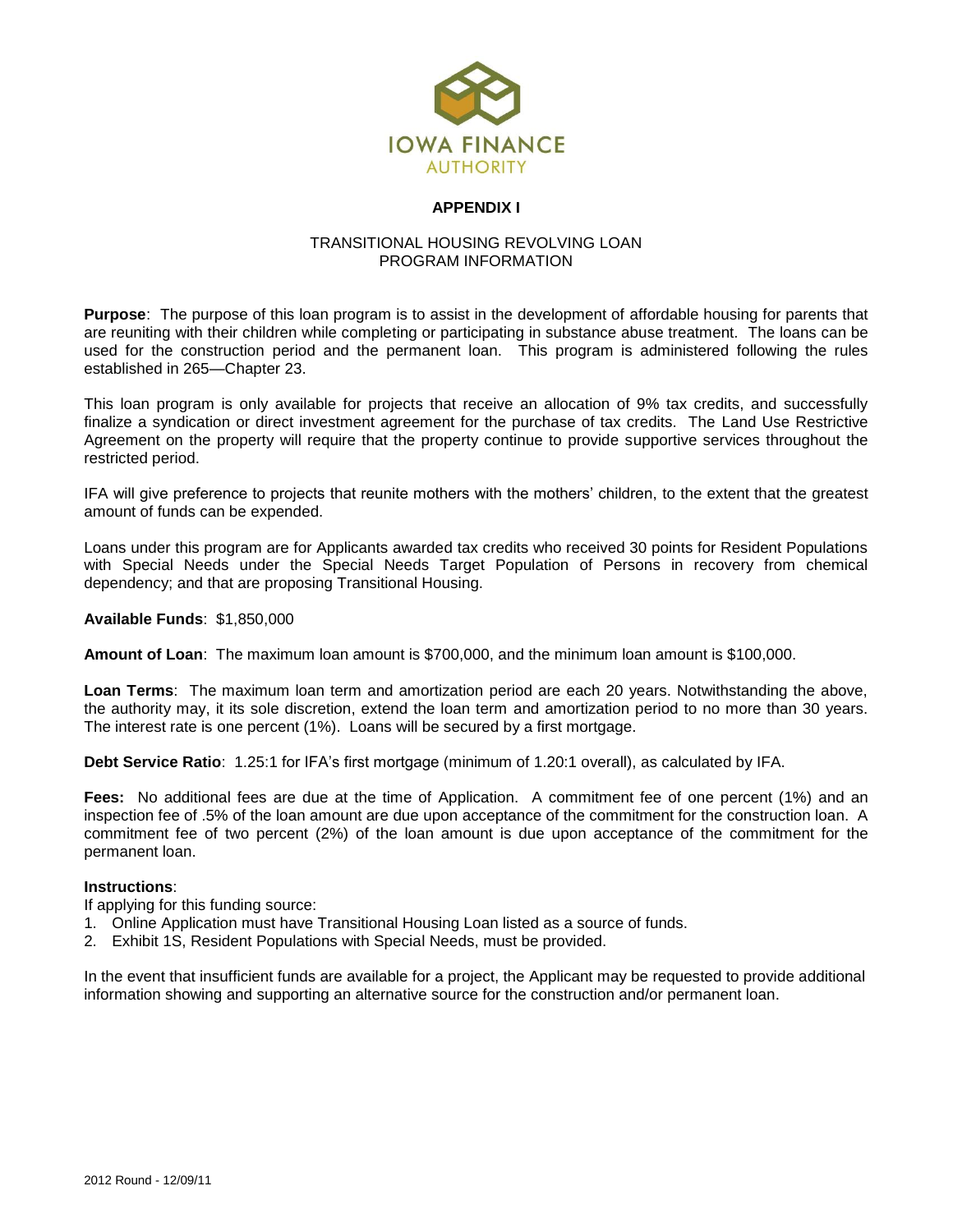IOWA FINANCE AUTHORITY

## APPENDIX I

TRANSITIONAL HOUSING REVOLVING LOAN
PROGRAM INFORMATION

**Purpose**: The purpose of this loan program is to assist in the development of affordable housing for parents that are reuniting with their children while completing or participating in substance abuse treatment. The loans can be used for the construction period and the permanent loan. This program is administered following the rules established in 265—Chapter 23.

This loan program is only available for projects that receive an allocation of 9% tax credits, and successfully finalize a syndication or direct investment agreement for the purchase of tax credits. The Land Use Restrictive Agreement on the property will require that the property continue to provide supportive services throughout the restricted period.

IFA will give preference to projects that reunite mothers with the mothers' children, to the extent that the greatest amount of funds can be expended.

Loans under this program are for Applicants awarded tax credits who received 30 points for Resident Populations with Special Needs under the Special Needs Target Population of Persons in recovery from chemical dependency; and that are proposing Transitional Housing.

**Available Funds**: $1,850,000

**Amount of Loan**: The maximum loan amount is $700,000, and the minimum loan amount is $100,000.

**Loan Terms**: The maximum loan term and amortization period are each 20 years. Notwithstanding the above, the authority may, it its sole discretion, extend the loan term and amortization period to no more than 30 years. The interest rate is one percent (1%). Loans will be secured by a first mortgage.

**Debt Service Ratio**: 1.25:1 for IFA's first mortgage (minimum of 1.20:1 overall), as calculated by IFA.

**Fees:** No additional fees are due at the time of Application. A commitment fee of one percent (1%) and an inspection fee of .5% of the loan amount are due upon acceptance of the commitment for the construction loan. A commitment fee of two percent (2%) of the loan amount is due upon acceptance of the commitment for the permanent loan.

**Instructions**:

If applying for this funding source:

1. Online Application must have Transitional Housing Loan listed as a source of funds.
2. Exhibit 1S, Resident Populations with Special Needs, must be provided.

In the event that insufficient funds are available for a project, the Applicant may be requested to provide additional information showing and supporting an alternative source for the construction and/or permanent loan.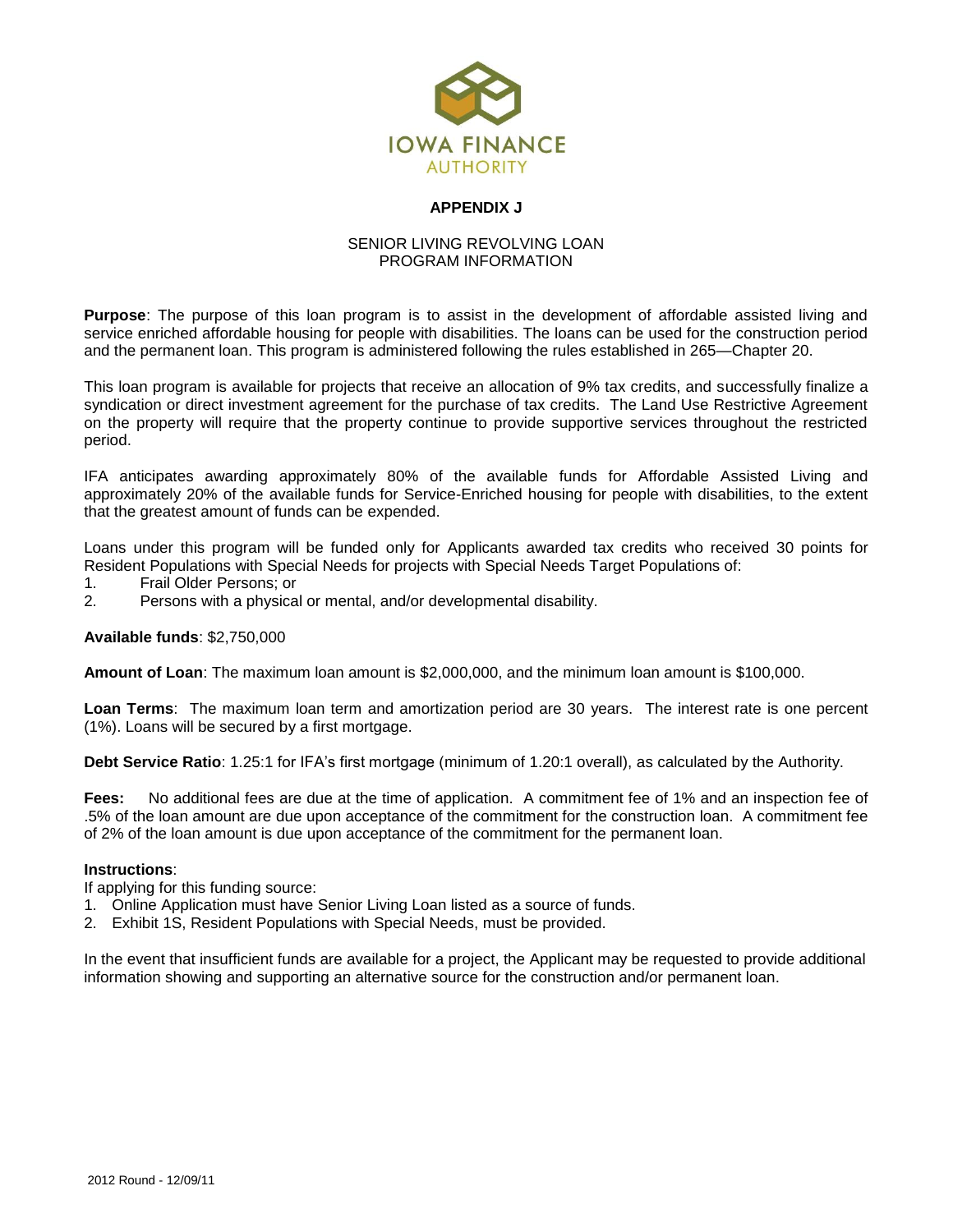IOWA FINANCE AUTHORITY

## APPENDIX J

SENIOR LIVING REVOLVING LOAN
PROGRAM INFORMATION

**Purpose**: The purpose of this loan program is to assist in the development of affordable assisted living and service enriched affordable housing for people with disabilities. The loans can be used for the construction period and the permanent loan. This program is administered following the rules established in 265—Chapter 20.

This loan program is available for projects that receive an allocation of 9% tax credits, and successfully finalize a syndication or direct investment agreement for the purchase of tax credits. The Land Use Restrictive Agreement on the property will require that the property continue to provide supportive services throughout the restricted period.

IFA anticipates awarding approximately 80% of the available funds for Affordable Assisted Living and approximately 20% of the available funds for Service-Enriched housing for people with disabilities, to the extent that the greatest amount of funds can be expended.

Loans under this program will be funded only for Applicants awarded tax credits who received 30 points for Resident Populations with Special Needs for projects with Special Needs Target Populations of:

1. Frail Older Persons; or
2. Persons with a physical or mental, and/or developmental disability.

**Available funds**: $2,750,000

**Amount of Loan**: The maximum loan amount is $2,000,000, and the minimum loan amount is $100,000.

**Loan Terms**: The maximum loan term and amortization period are 30 years. The interest rate is one percent (1%). Loans will be secured by a first mortgage.

**Debt Service Ratio**: 1.25:1 for IFA's first mortgage (minimum of 1.20:1 overall), as calculated by the Authority.

**Fees:** No additional fees are due at the time of application. A commitment fee of 1% and an inspection fee of .5% of the loan amount are due upon acceptance of the commitment for the construction loan. A commitment fee of 2% of the loan amount is due upon acceptance of the commitment for the permanent loan.

**Instructions**:

If applying for this funding source:

1. Online Application must have Senior Living Loan listed as a source of funds.
2. Exhibit 1S, Resident Populations with Special Needs, must be provided.

In the event that insufficient funds are available for a project, the Applicant may be requested to provide additional information showing and supporting an alternative source for the construction and/or permanent loan.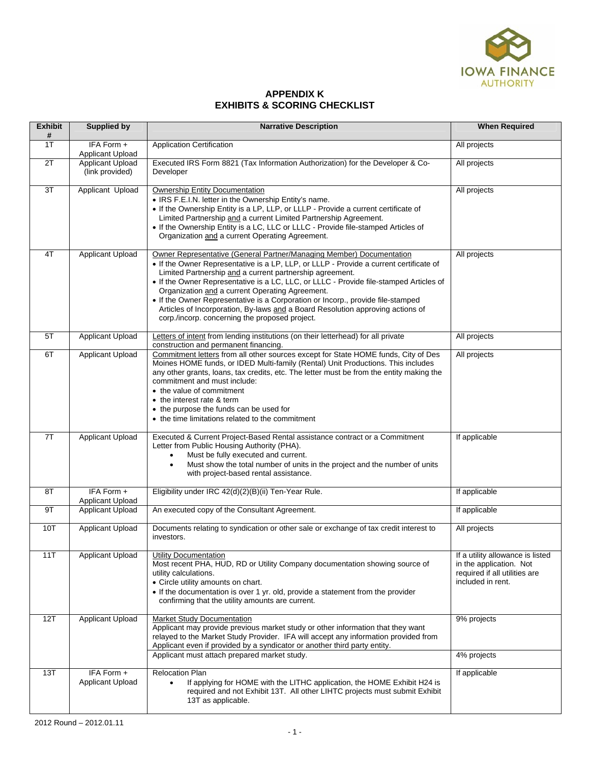# APPENDIX K
## EXHIBITS & SCORING CHECKLIST

| Exhibit # | Supplied by | Narrative Description | When Required |
|---|---|---|---|
| 1T | IFA Form + Applicant Upload | Application Certification | All projects |
| 2T | Applicant Upload (link provided) | Executed IRS Form 8821 (Tax Information Authorization) for the Developer & Co-Developer | All projects |
| 3T | Applicant Upload | Ownership Entity Documentation<br>• IRS F.E.I.N. letter in the Ownership Entity's name.<br>• If the Ownership Entity is a LP, LLP, or LLLP - Provide a current certificate of Limited Partnership and a current Limited Partnership Agreement.<br>• If the Ownership Entity is a LC, LLC or LLLC - Provide file-stamped Articles of Organization and a current Operating Agreement. | All projects |
| 4T | Applicant Upload | Owner Representative (General Partner/Managing Member) Documentation<br>• If the Owner Representative is a LP, LLP, or LLLP - Provide a current certificate of Limited Partnership and a current partnership agreement.<br>• If the Owner Representative is a LC, LLC, or LLLC - Provide file-stamped Articles of Organization and a current Operating Agreement.<br>• If the Owner Representative is a Corporation or Incorp., provide file-stamped Articles of Incorporation, By-laws and a Board Resolution approving actions of corp./incorp. concerning the proposed project. | All projects |
| 5T | Applicant Upload | Letters of intent from lending institutions (on their letterhead) for all private construction and permanent financing. | All projects |
| 6T | Applicant Upload | Commitment letters from all other sources except for State HOME funds, City of Des Moines HOME funds, or IDED Multi-family (Rental) Unit Productions. This includes any other grants, loans, tax credits, etc. The letter must be from the entity making the commitment and must include:<br>• the value of commitment<br>• the interest rate & term<br>• the purpose the funds can be used for<br>• the time limitations related to the commitment | All projects |
| 7T | Applicant Upload | Executed & Current Project-Based Rental assistance contract or a Commitment Letter from Public Housing Authority (PHA).<br>• Must be fully executed and current.<br>• Must show the total number of units in the project and the number of units with project-based rental assistance. | If applicable |
| 8T | IFA Form + Applicant Upload | Eligibility under IRC 42(d)(2)(B)(ii) Ten-Year Rule. | If applicable |
| 9T | Applicant Upload | An executed copy of the Consultant Agreement. | If applicable |
| 10T | Applicant Upload | Documents relating to syndication or other sale or exchange of tax credit interest to investors. | All projects |
| 11T | Applicant Upload | Utility Documentation<br>Most recent PHA, HUD, RD or Utility Company documentation showing source of utility calculations.<br>• Circle utility amounts on chart.<br>• If the documentation is over 1 yr. old, provide a statement from the provider confirming that the utility amounts are current. | If a utility allowance is listed in the application. Not required if all utilities are included in rent. |
| 12T | Applicant Upload | Market Study Documentation<br>Applicant may provide previous market study or other information that they want relayed to the Market Study Provider. IFA will accept any information provided from Applicant even if provided by a syndicator or another third party entity. | 9% projects |
| | | Applicant must attach prepared market study. | 4% projects |
| 13T | IFA Form + Applicant Upload | Relocation Plan<br>• If applying for HOME with the LITHC application, the HOME Exhibit H24 is required and not Exhibit 13T. All other LIHTC projects must submit Exhibit 13T as applicable. | If applicable |

2012 Round – 2012.01.11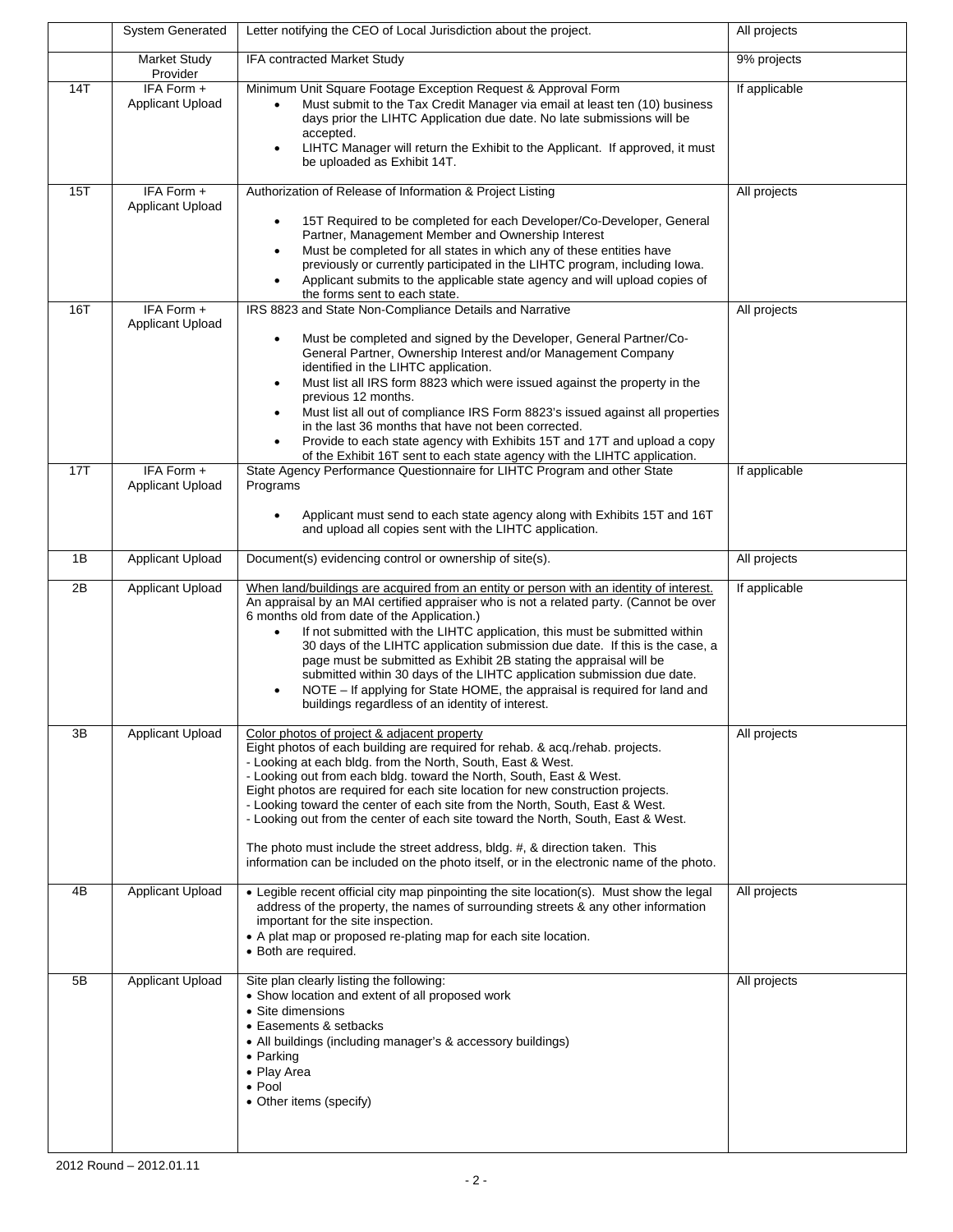| | System Generated | Letter notifying the CEO of Local Jurisdiction about the project. | All projects |
|---|---|---|---|
| | Market Study Provider | IFA contracted Market Study | 9% projects |
| 14T | IFA Form + Applicant Upload | Minimum Unit Square Footage Exception Request & Approval Form<br>• Must submit to the Tax Credit Manager via email at least ten (10) business days prior the LIHTC Application due date. No late submissions will be accepted.<br>• LIHTC Manager will return the Exhibit to the Applicant. If approved, it must be uploaded as Exhibit 14T. | If applicable |
| 15T | IFA Form + Applicant Upload | Authorization of Release of Information & Project Listing<br>• 15T Required to be completed for each Developer/Co-Developer, General Partner, Management Member and Ownership Interest<br>• Must be completed for all states in which any of these entities have previously or currently participated in the LIHTC program, including Iowa.<br>• Applicant submits to the applicable state agency and will upload copies of the forms sent to each state. | All projects |
| 16T | IFA Form + Applicant Upload | IRS 8823 and State Non-Compliance Details and Narrative<br>• Must be completed and signed by the Developer, General Partner/Co-General Partner, Ownership Interest and/or Management Company identified in the LIHTC application.<br>• Must list all IRS form 8823 which were issued against the property in the previous 12 months.<br>• Must list all out of compliance IRS Form 8823's issued against all properties in the last 36 months that have not been corrected.<br>• Provide to each state agency with Exhibits 15T and 17T and upload a copy of the Exhibit 16T sent to each state agency with the LIHTC application. | All projects |
| 17T | IFA Form + Applicant Upload | State Agency Performance Questionnaire for LIHTC Program and other State Programs<br>• Applicant must send to each state agency along with Exhibits 15T and 16T and upload all copies sent with the LIHTC application. | If applicable |
| 1B | Applicant Upload | Document(s) evidencing control or ownership of site(s). | All projects |
| 2B | Applicant Upload | When land/buildings are acquired from an entity or person with an identity of interest. An appraisal by an MAI certified appraiser who is not a related party. (Cannot be over 6 months old from date of the Application.)<br>• If not submitted with the LIHTC application, this must be submitted within 30 days of the LIHTC application submission due date. If this is the case, a page must be submitted as Exhibit 2B stating the appraisal will be submitted within 30 days of the LIHTC application submission due date.<br>• NOTE – If applying for State HOME, the appraisal is required for land and buildings regardless of an identity of interest. | If applicable |
| 3B | Applicant Upload | Color photos of project & adjacent property<br>Eight photos of each building are required for rehab. & acq./rehab. projects.<br>- Looking at each bldg. from the North, South, East & West.<br>- Looking out from each bldg. toward the North, South, East & West.<br>Eight photos are required for each site location for new construction projects.<br>- Looking toward the center of each site from the North, South, East & West.<br>- Looking out from the center of each site toward the North, South, East & West.<br><br>The photo must include the street address, bldg. #, & direction taken. This information can be included on the photo itself, or in the electronic name of the photo. | All projects |
| 4B | Applicant Upload | • Legible recent official city map pinpointing the site location(s). Must show the legal address of the property, the names of surrounding streets & any other information important for the site inspection.<br>• A plat map or proposed re-plating map for each site location.<br>• Both are required. | All projects |
| 5B | Applicant Upload | Site plan clearly listing the following:<br>• Show location and extent of all proposed work<br>• Site dimensions<br>• Easements & setbacks<br>• All buildings (including manager's & accessory buildings)<br>• Parking<br>• Play Area<br>• Pool<br>• Other items (specify) | All projects |

2012 Round – 2012.01.11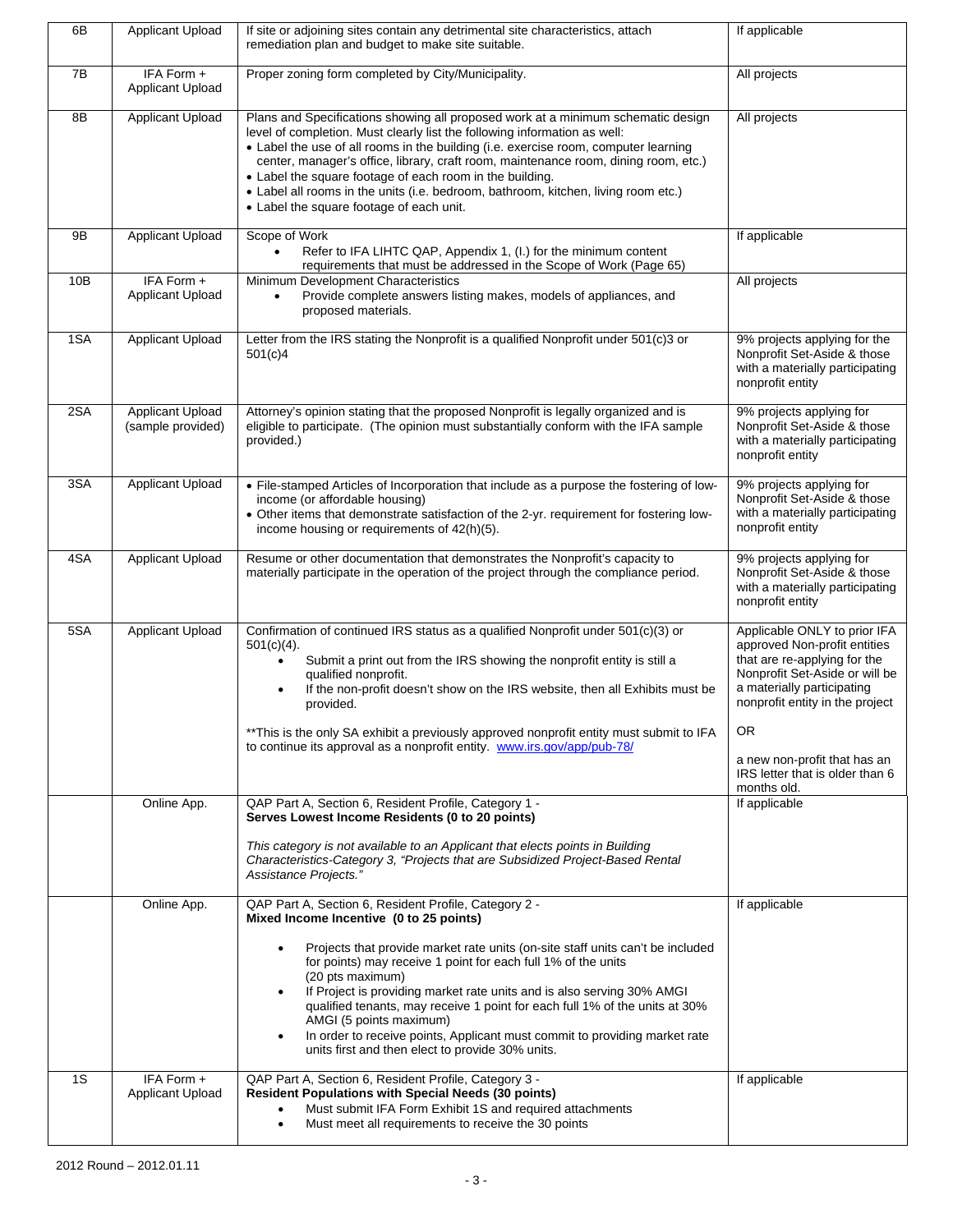| | | | |
|---|---|---|---|
| 6B | Applicant Upload | If site or adjoining sites contain any detrimental site characteristics, attach remediation plan and budget to make site suitable. | If applicable |
| 7B | IFA Form + Applicant Upload | Proper zoning form completed by City/Municipality. | All projects |
| 8B | Applicant Upload | Plans and Specifications showing all proposed work at a minimum schematic design level of completion. Must clearly list the following information as well:<br>• Label the use of all rooms in the building (i.e. exercise room, computer learning center, manager's office, library, craft room, maintenance room, dining room, etc.)<br>• Label the square footage of each room in the building.<br>• Label all rooms in the units (i.e. bedroom, bathroom, kitchen, living room etc.)<br>• Label the square footage of each unit. | All projects |
| 9B | Applicant Upload | Scope of Work<br>• Refer to IFA LIHTC QAP, Appendix 1, (I.) for the minimum content requirements that must be addressed in the Scope of Work (Page 65) | If applicable |
| 10B | IFA Form + Applicant Upload | Minimum Development Characteristics<br>• Provide complete answers listing makes, models of appliances, and proposed materials. | All projects |
| 1SA | Applicant Upload | Letter from the IRS stating the Nonprofit is a qualified Nonprofit under 501(c)3 or 501(c)4 | 9% projects applying for the Nonprofit Set-Aside & those with a materially participating nonprofit entity |
| 2SA | Applicant Upload (sample provided) | Attorney's opinion stating that the proposed Nonprofit is legally organized and is eligible to participate. (The opinion must substantially conform with the IFA sample provided.) | 9% projects applying for Nonprofit Set-Aside & those with a materially participating nonprofit entity |
| 3SA | Applicant Upload | • File-stamped Articles of Incorporation that include as a purpose the fostering of low-income (or affordable housing)<br>• Other items that demonstrate satisfaction of the 2-yr. requirement for fostering low-income housing or requirements of 42(h)(5). | 9% projects applying for Nonprofit Set-Aside & those with a materially participating nonprofit entity |
| 4SA | Applicant Upload | Resume or other documentation that demonstrates the Nonprofit's capacity to materially participate in the operation of the project through the compliance period. | 9% projects applying for Nonprofit Set-Aside & those with a materially participating nonprofit entity |
| 5SA | Applicant Upload | Confirmation of continued IRS status as a qualified Nonprofit under 501(c)(3) or 501(c)(4).<br>• Submit a print out from the IRS showing the nonprofit entity is still a qualified nonprofit.<br>• If the non-profit doesn't show on the IRS website, then all Exhibits must be provided.<br><br>**This is the only SA exhibit a previously approved nonprofit entity must submit to IFA to continue its approval as a nonprofit entity. www.irs.gov/app/pub-78/ | Applicable ONLY to prior IFA approved Non-profit entities that are re-applying for the Nonprofit Set-Aside or will be a materially participating nonprofit entity in the project<br><br>OR<br><br>a new non-profit that has an IRS letter that is older than 6 months old. |
| | Online App. | QAP Part A, Section 6, Resident Profile, Category 1 - **Serves Lowest Income Residents (0 to 20 points)**<br><br>*This category is not available to an Applicant that elects points in Building Characteristics-Category 3, "Projects that are Subsidized Project-Based Rental Assistance Projects."* | If applicable |
| | Online App. | QAP Part A, Section 6, Resident Profile, Category 2 - **Mixed Income Incentive (0 to 25 points)**<br><br>• Projects that provide market rate units (on-site staff units can't be included for points) may receive 1 point for each full 1% of the units (20 pts maximum)<br>• If Project is providing market rate units and is also serving 30% AMGI qualified tenants, may receive 1 point for each full 1% of the units at 30% AMGI (5 points maximum)<br>• In order to receive points, Applicant must commit to providing market rate units first and then elect to provide 30% units. | If applicable |
| 1S | IFA Form + Applicant Upload | QAP Part A, Section 6, Resident Profile, Category 3 - **Resident Populations with Special Needs (30 points)**<br>• Must submit IFA Form Exhibit 1S and required attachments<br>• Must meet all requirements to receive the 30 points | If applicable |

2012 Round – 2012.01.11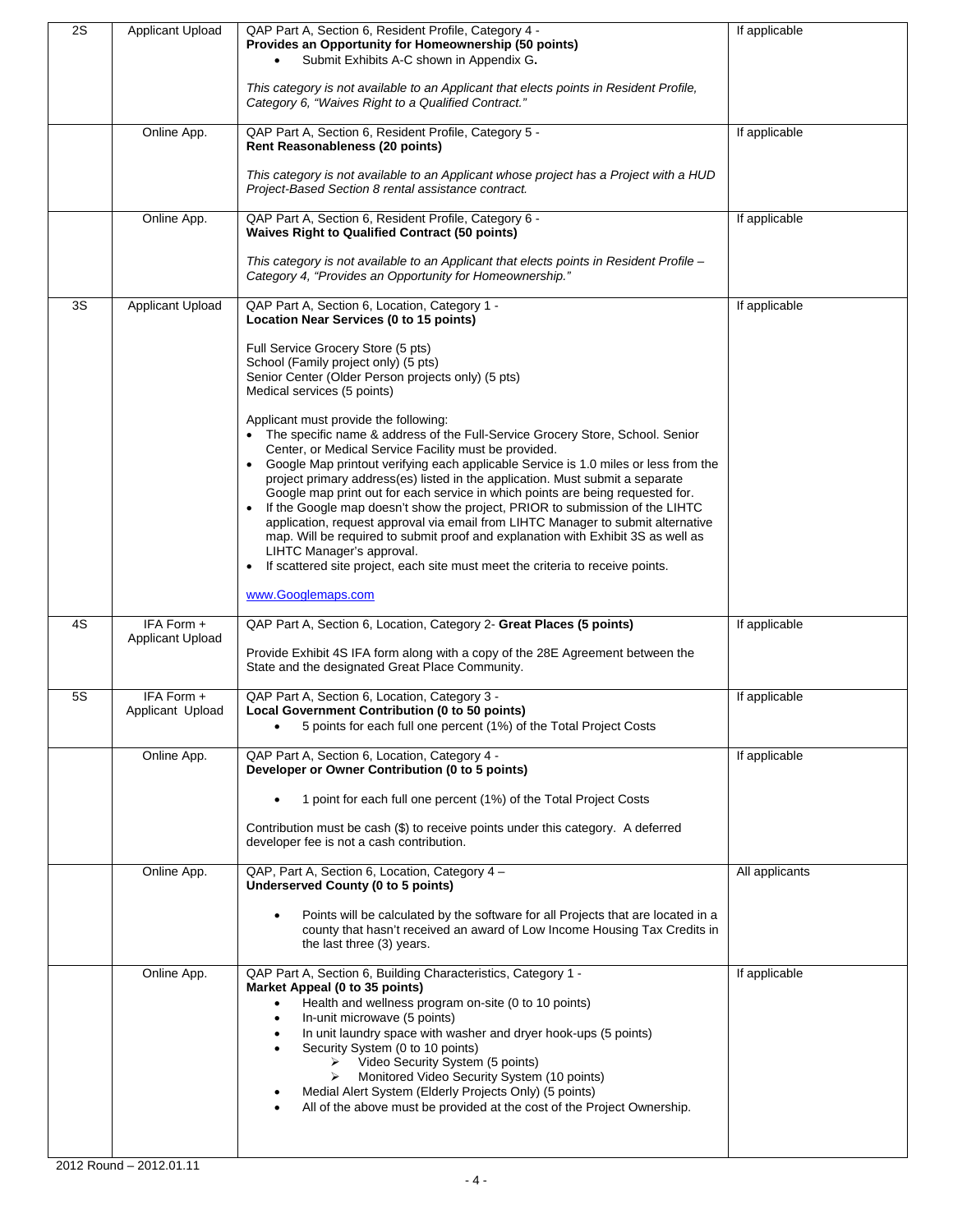| | | | |
|---|---|---|---|
| 2S | Applicant Upload | QAP Part A, Section 6, Resident Profile, Category 4 - **Provides an Opportunity for Homeownership (50 points)**<br>• Submit Exhibits A-C shown in Appendix G**.**<br><br>*This category is not available to an Applicant that elects points in Resident Profile, Category 6, "Waives Right to a Qualified Contract."* | If applicable |
| | Online App. | QAP Part A, Section 6, Resident Profile, Category 5 - **Rent Reasonableness (20 points)**<br><br>*This category is not available to an Applicant whose project has a Project with a HUD Project-Based Section 8 rental assistance contract.* | If applicable |
| | Online App. | QAP Part A, Section 6, Resident Profile, Category 6 - **Waives Right to Qualified Contract (50 points)**<br><br>*This category is not available to an Applicant that elects points in Resident Profile – Category 4, "Provides an Opportunity for Homeownership."* | If applicable |
| 3S | Applicant Upload | QAP Part A, Section 6, Location, Category 1 - **Location Near Services (0 to 15 points)**<br><br>Full Service Grocery Store (5 pts)<br>School (Family project only) (5 pts)<br>Senior Center (Older Person projects only) (5 pts)<br>Medical services (5 points)<br><br>Applicant must provide the following:<br>• The specific name & address of the Full-Service Grocery Store, School. Senior Center, or Medical Service Facility must be provided.<br>• Google Map printout verifying each applicable Service is 1.0 miles or less from the project primary address(es) listed in the application. Must submit a separate Google map print out for each service in which points are being requested for.<br>• If the Google map doesn't show the project, PRIOR to submission of the LIHTC application, request approval via email from LIHTC Manager to submit alternative map. Will be required to submit proof and explanation with Exhibit 3S as well as LIHTC Manager's approval.<br>• If scattered site project, each site must meet the criteria to receive points.<br><br>www.Googlemaps.com | If applicable |
| 4S | IFA Form + Applicant Upload | QAP Part A, Section 6, Location, Category 2- **Great Places (5 points)**<br><br>Provide Exhibit 4S IFA form along with a copy of the 28E Agreement between the State and the designated Great Place Community. | If applicable |
| 5S | IFA Form + Applicant Upload | QAP Part A, Section 6, Location, Category 3 - **Local Government Contribution (0 to 50 points)**<br>• 5 points for each full one percent (1%) of the Total Project Costs | If applicable |
| | Online App. | QAP Part A, Section 6, Location, Category 4 - **Developer or Owner Contribution (0 to 5 points)**<br><br>• 1 point for each full one percent (1%) of the Total Project Costs<br><br>Contribution must be cash ($) to receive points under this category. A deferred developer fee is not a cash contribution. | If applicable |
| | Online App. | QAP, Part A, Section 6, Location, Category 4 – **Underserved County (0 to 5 points)**<br><br>• Points will be calculated by the software for all Projects that are located in a county that hasn't received an award of Low Income Housing Tax Credits in the last three (3) years. | All applicants |
| | Online App. | QAP Part A, Section 6, Building Characteristics, Category 1 - **Market Appeal (0 to 35 points)**<br>• Health and wellness program on-site (0 to 10 points)<br>• In-unit microwave (5 points)<br>• In unit laundry space with washer and dryer hook-ups (5 points)<br>• Security System (0 to 10 points)<br>  ➢ Video Security System (5 points)<br>  ➢ Monitored Video Security System (10 points)<br>• Medial Alert System (Elderly Projects Only) (5 points)<br>• All of the above must be provided at the cost of the Project Ownership. | If applicable |

2012 Round – 2012.01.11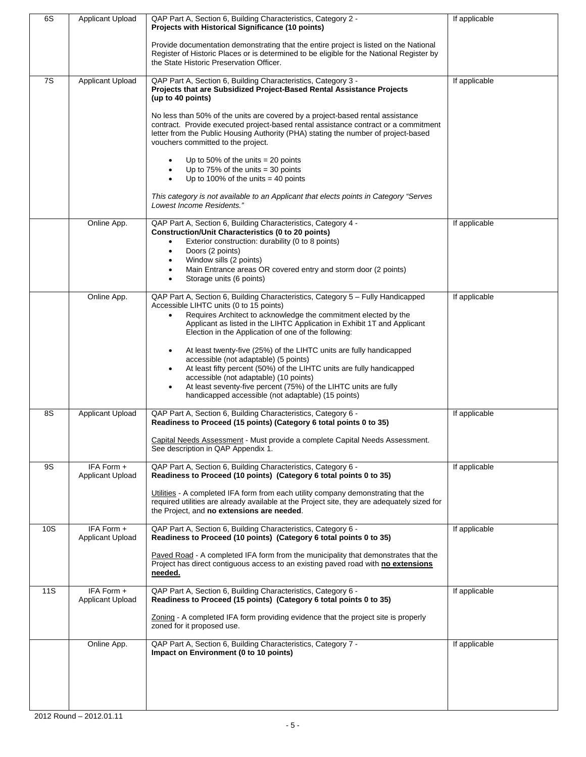| | | | |
|---|---|---|---|
| 6S | Applicant Upload | QAP Part A, Section 6, Building Characteristics, Category 2 - **Projects with Historical Significance (10 points)**<br><br>Provide documentation demonstrating that the entire project is listed on the National Register of Historic Places or is determined to be eligible for the National Register by the State Historic Preservation Officer. | If applicable |
| 7S | Applicant Upload | QAP Part A, Section 6, Building Characteristics, Category 3 - **Projects that are Subsidized Project-Based Rental Assistance Projects (up to 40 points)**<br><br>No less than 50% of the units are covered by a project-based rental assistance contract. Provide executed project-based rental assistance contract or a commitment letter from the Public Housing Authority (PHA) stating the number of project-based vouchers committed to the project.<br><br>• Up to 50% of the units = 20 points<br>• Up to 75% of the units = 30 points<br>• Up to 100% of the units = 40 points<br><br>*This category is not available to an Applicant that elects points in Category "Serves Lowest Income Residents."* | If applicable |
| | Online App. | QAP Part A, Section 6, Building Characteristics, Category 4 - **Construction/Unit Characteristics (0 to 20 points)**<br>• Exterior construction: durability (0 to 8 points)<br>• Doors (2 points)<br>• Window sills (2 points)<br>• Main Entrance areas OR covered entry and storm door (2 points)<br>• Storage units (6 points) | If applicable |
| | Online App. | QAP Part A, Section 6, Building Characteristics, Category 5 – Fully Handicapped Accessible LIHTC units (0 to 15 points)<br>• Requires Architect to acknowledge the commitment elected by the Applicant as listed in the LIHTC Application in Exhibit 1T and Applicant Election in the Application of one of the following:<br><br>• At least twenty-five (25%) of the LIHTC units are fully handicapped accessible (not adaptable) (5 points)<br>• At least fifty percent (50%) of the LIHTC units are fully handicapped accessible (not adaptable) (10 points)<br>• At least seventy-five percent (75%) of the LIHTC units are fully handicapped accessible (not adaptable) (15 points) | If applicable |
| 8S | Applicant Upload | QAP Part A, Section 6, Building Characteristics, Category 6 - **Readiness to Proceed (15 points) (Category 6 total points 0 to 35)**<br><br>Capital Needs Assessment - Must provide a complete Capital Needs Assessment. See description in QAP Appendix 1. | If applicable |
| 9S | IFA Form + Applicant Upload | QAP Part A, Section 6, Building Characteristics, Category 6 - **Readiness to Proceed (10 points) (Category 6 total points 0 to 35)**<br><br>Utilities - A completed IFA form from each utility company demonstrating that the required utilities are already available at the Project site, they are adequately sized for the Project, and **no extensions are needed**. | If applicable |
| 10S | IFA Form + Applicant Upload | QAP Part A, Section 6, Building Characteristics, Category 6 - **Readiness to Proceed (10 points) (Category 6 total points 0 to 35)**<br><br>Paved Road - A completed IFA form from the municipality that demonstrates that the Project has direct contiguous access to an existing paved road with **no extensions needed.** | If applicable |
| 11S | IFA Form + Applicant Upload | QAP Part A, Section 6, Building Characteristics, Category 6 - **Readiness to Proceed (15 points) (Category 6 total points 0 to 35)**<br><br>Zoning - A completed IFA form providing evidence that the project site is properly zoned for it proposed use. | If applicable |
| | Online App. | QAP Part A, Section 6, Building Characteristics, Category 7 - **Impact on Environment (0 to 10 points)** | If applicable |

2012 Round – 2012.01.11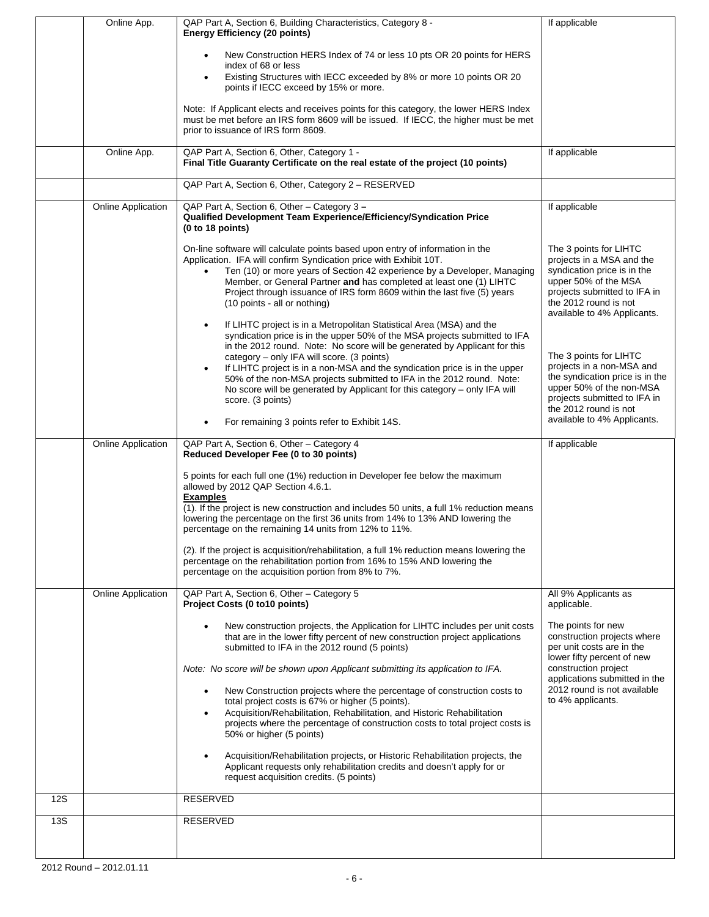| | | | |
|---|---|---|---|
| | Online App. | QAP Part A, Section 6, Building Characteristics, Category 8 - **Energy Efficiency (20 points)**<br><br>• New Construction HERS Index of 74 or less 10 pts OR 20 points for HERS index of 68 or less<br>• Existing Structures with IECC exceeded by 8% or more 10 points OR 20 points if IECC exceed by 15% or more.<br><br>Note: If Applicant elects and receives points for this category, the lower HERS Index must be met before an IRS form 8609 will be issued. If IECC, the higher must be met prior to issuance of IRS form 8609. | If applicable |
| | Online App. | QAP Part A, Section 6, Other, Category 1 - **Final Title Guaranty Certificate on the real estate of the project (10 points)** | If applicable |
| | | QAP Part A, Section 6, Other, Category 2 – RESERVED | |
| | Online Application | QAP Part A, Section 6, Other – Category 3 – **Qualified Development Team Experience/Efficiency/Syndication Price (0 to 18 points)**<br><br>On-line software will calculate points based upon entry of information in the Application. IFA will confirm Syndication price with Exhibit 10T.<br>• Ten (10) or more years of Section 42 experience by a Developer, Managing Member, or General Partner **and** has completed at least one (1) LIHTC Project through issuance of IRS form 8609 within the last five (5) years (10 points - all or nothing)<br><br>• If LIHTC project is in a Metropolitan Statistical Area (MSA) and the syndication price is in the upper 50% of the MSA projects submitted to IFA in the 2012 round. Note: No score will be generated by Applicant for this category – only IFA will score. (3 points)<br>• If LIHTC project is in a non-MSA and the syndication price is in the upper 50% of the non-MSA projects submitted to IFA in the 2012 round. Note: No score will be generated by Applicant for this category – only IFA will score. (3 points)<br><br>• For remaining 3 points refer to Exhibit 14S. | If applicable<br><br>The 3 points for LIHTC projects in a MSA and the syndication price is in the upper 50% of the MSA projects submitted to IFA in the 2012 round is not available to 4% Applicants.<br><br>The 3 points for LIHTC projects in a non-MSA and the syndication price is in the upper 50% of the non-MSA projects submitted to IFA in the 2012 round is not available to 4% Applicants. |
| | Online Application | QAP Part A, Section 6, Other – Category 4 **Reduced Developer Fee (0 to 30 points)**<br><br>5 points for each full one (1%) reduction in Developer fee below the maximum allowed by 2012 QAP Section 4.6.1.<br>**Examples**<br>(1). If the project is new construction and includes 50 units, a full 1% reduction means lowering the percentage on the first 36 units from 14% to 13% AND lowering the percentage on the remaining 14 units from 12% to 11%.<br><br>(2). If the project is acquisition/rehabilitation, a full 1% reduction means lowering the percentage on the rehabilitation portion from 16% to 15% AND lowering the percentage on the acquisition portion from 8% to 7%. | If applicable |
| | Online Application | QAP Part A, Section 6, Other – Category 5 **Project Costs (0 to10 points)**<br><br>• New construction projects, the Application for LIHTC includes per unit costs that are in the lower fifty percent of new construction project applications submitted to IFA in the 2012 round (5 points)<br><br>*Note: No score will be shown upon Applicant submitting its application to IFA.*<br><br>• New Construction projects where the percentage of construction costs to total project costs is 67% or higher (5 points).<br>• Acquisition/Rehabilitation, Rehabilitation, and Historic Rehabilitation projects where the percentage of construction costs to total project costs is 50% or higher (5 points)<br><br>• Acquisition/Rehabilitation projects, or Historic Rehabilitation projects, the Applicant requests only rehabilitation credits and doesn't apply for or request acquisition credits. (5 points) | All 9% Applicants as applicable.<br><br>The points for new construction projects where per unit costs are in the lower fifty percent of new construction project applications submitted in the 2012 round is not available to 4% applicants. |
| 12S | | RESERVED | |
| 13S | | RESERVED | |

2012 Round – 2012.01.11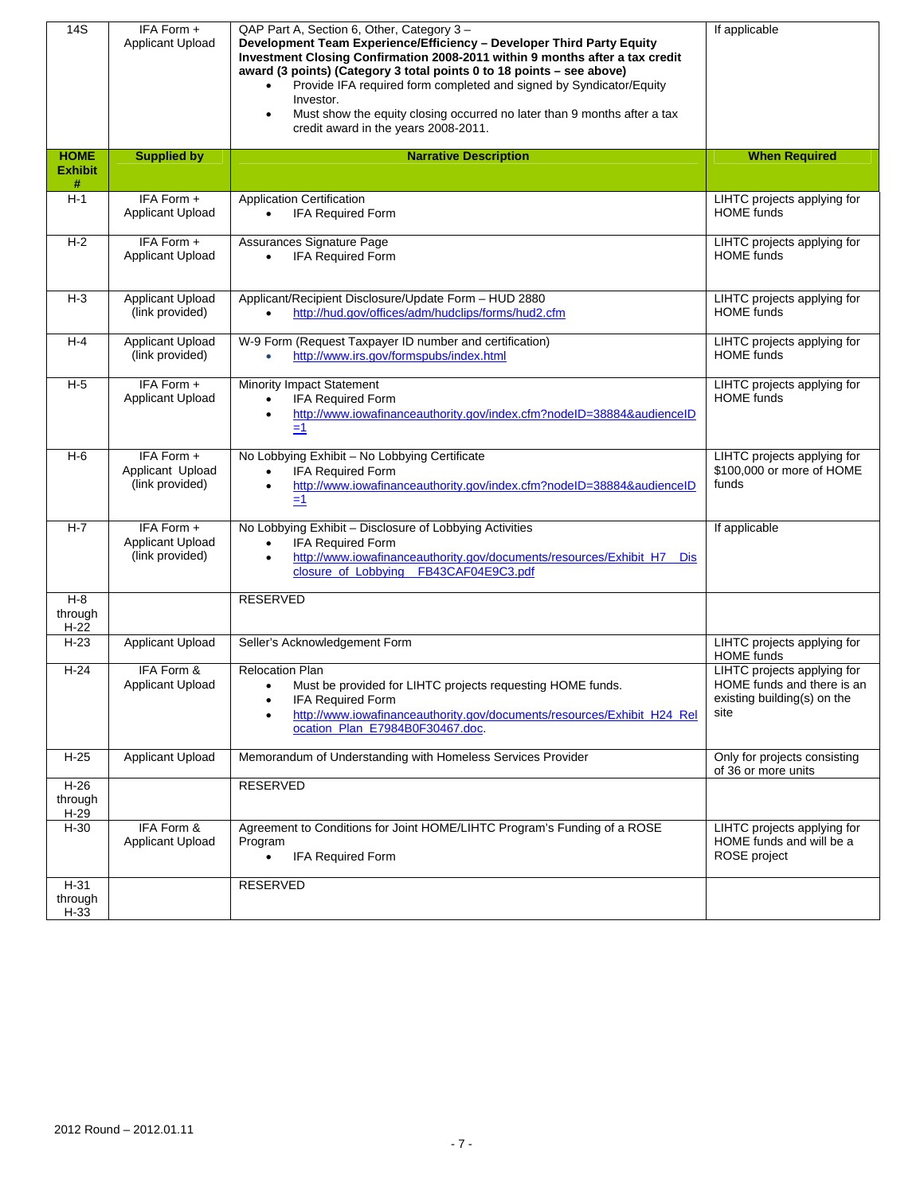| | | | |
|---|---|---|---|
| 14S | IFA Form + Applicant Upload | QAP Part A, Section 6, Other, Category 3 – **Development Team Experience/Efficiency – Developer Third Party Equity Investment Closing Confirmation 2008-2011 within 9 months after a tax credit award (3 points) (Category 3 total points 0 to 18 points – see above)**<br>• Provide IFA required form completed and signed by Syndicator/Equity Investor.<br>• Must show the equity closing occurred no later than 9 months after a tax credit award in the years 2008-2011. | If applicable |

| HOME Exhibit # | Supplied by | Narrative Description | When Required |
|---|---|---|---|
| H-1 | IFA Form + Applicant Upload | Application Certification<br>• IFA Required Form | LIHTC projects applying for HOME funds |
| H-2 | IFA Form + Applicant Upload | Assurances Signature Page<br>• IFA Required Form | LIHTC projects applying for HOME funds |
| H-3 | Applicant Upload (link provided) | Applicant/Recipient Disclosure/Update Form – HUD 2880<br>• http://hud.gov/offices/adm/hudclips/forms/hud2.cfm | LIHTC projects applying for HOME funds |
| H-4 | Applicant Upload (link provided) | W-9 Form (Request Taxpayer ID number and certification)<br>• http://www.irs.gov/formspubs/index.html | LIHTC projects applying for HOME funds |
| H-5 | IFA Form + Applicant Upload | Minority Impact Statement<br>• IFA Required Form<br>• http://www.iowafinanceauthority.gov/index.cfm?nodeID=38884&audienceID=1 | LIHTC projects applying for HOME funds |
| H-6 | IFA Form + Applicant Upload (link provided) | No Lobbying Exhibit – No Lobbying Certificate<br>• IFA Required Form<br>• http://www.iowafinanceauthority.gov/index.cfm?nodeID=38884&audienceID=1 | LIHTC projects applying for $100,000 or more of HOME funds |
| H-7 | IFA Form + Applicant Upload (link provided) | No Lobbying Exhibit – Disclosure of Lobbying Activities<br>• IFA Required Form<br>• http://www.iowafinanceauthority.gov/documents/resources/Exhibit_H7__Disclosure_of_Lobbying__FB43CAF04E9C3.pdf | If applicable |
| H-8 through H-22 | | RESERVED | |
| H-23 | Applicant Upload | Seller's Acknowledgement Form | LIHTC projects applying for HOME funds |
| H-24 | IFA Form & Applicant Upload | Relocation Plan<br>• Must be provided for LIHTC projects requesting HOME funds.<br>• IFA Required Form<br>• http://www.iowafinanceauthority.gov/documents/resources/Exhibit_H24_Relocation_Plan_E7984B0F30467.doc. | LIHTC projects applying for HOME funds and there is an existing building(s) on the site |
| H-25 | Applicant Upload | Memorandum of Understanding with Homeless Services Provider | Only for projects consisting of 36 or more units |
| H-26 through H-29 | | RESERVED | |
| H-30 | IFA Form & Applicant Upload | Agreement to Conditions for Joint HOME/LIHTC Program's Funding of a ROSE Program<br>• IFA Required Form | LIHTC projects applying for HOME funds and will be a ROSE project |
| H-31 through H-33 | | RESERVED | |

2012 Round – 2012.01.11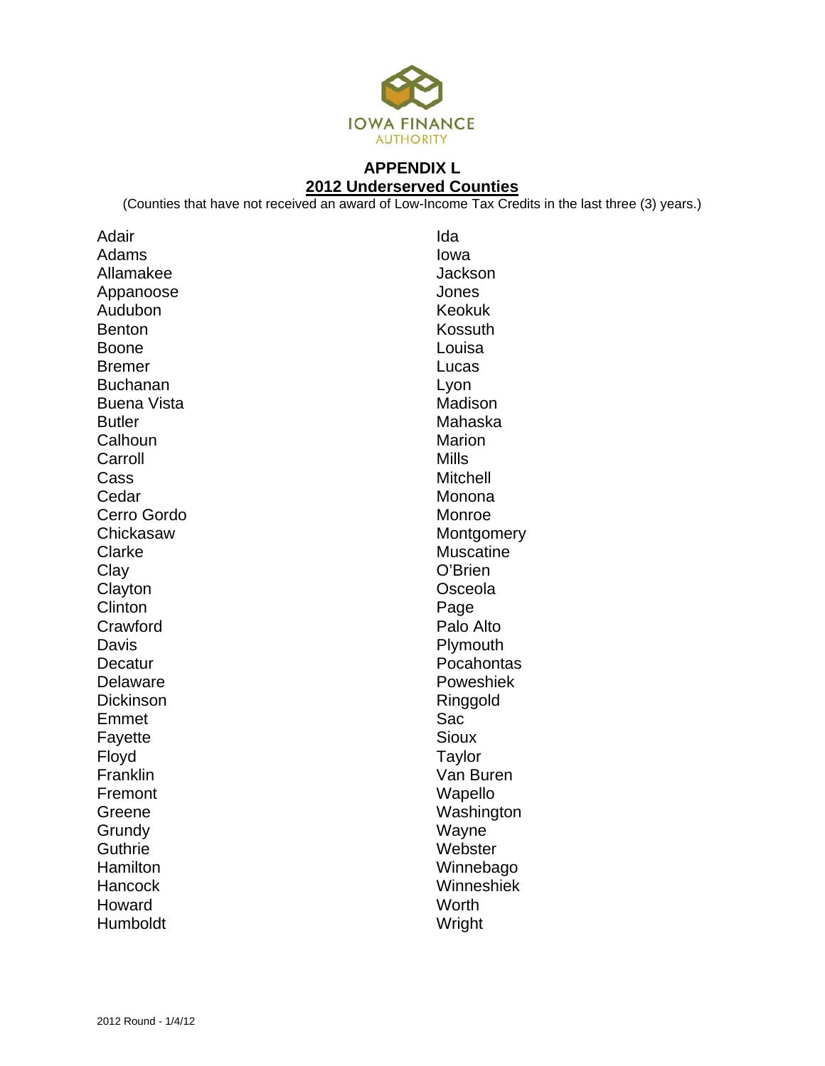IOWA FINANCE AUTHORITY

# APPENDIX L

## 2012 Underserved Counties

(Counties that have not received an award of Low-Income Tax Credits in the last three (3) years.)

Adair
Adams
Allamakee
Appanoose
Audubon
Benton
Boone
Bremer
Buchanan
Buena Vista
Butler
Calhoun
Carroll
Cass
Cedar
Cerro Gordo
Chickasaw
Clarke
Clay
Clayton
Clinton
Crawford
Davis
Decatur
Delaware
Dickinson
Emmet
Fayette
Floyd
Franklin
Fremont
Greene
Grundy
Guthrie
Hamilton
Hancock
Howard
Humboldt
Ida
Iowa
Jackson
Jones
Keokuk
Kossuth
Louisa
Lucas
Lyon
Madison
Mahaska
Marion
Mills
Mitchell
Monona
Monroe
Montgomery
Muscatine
O'Brien
Osceola
Page
Palo Alto
Plymouth
Pocahontas
Poweshiek
Ringgold
Sac
Sioux
Taylor
Van Buren
Wapello
Washington
Wayne
Webster
Winnebago
Winneshiek
Worth
Wright

2012 Round - 1/4/12